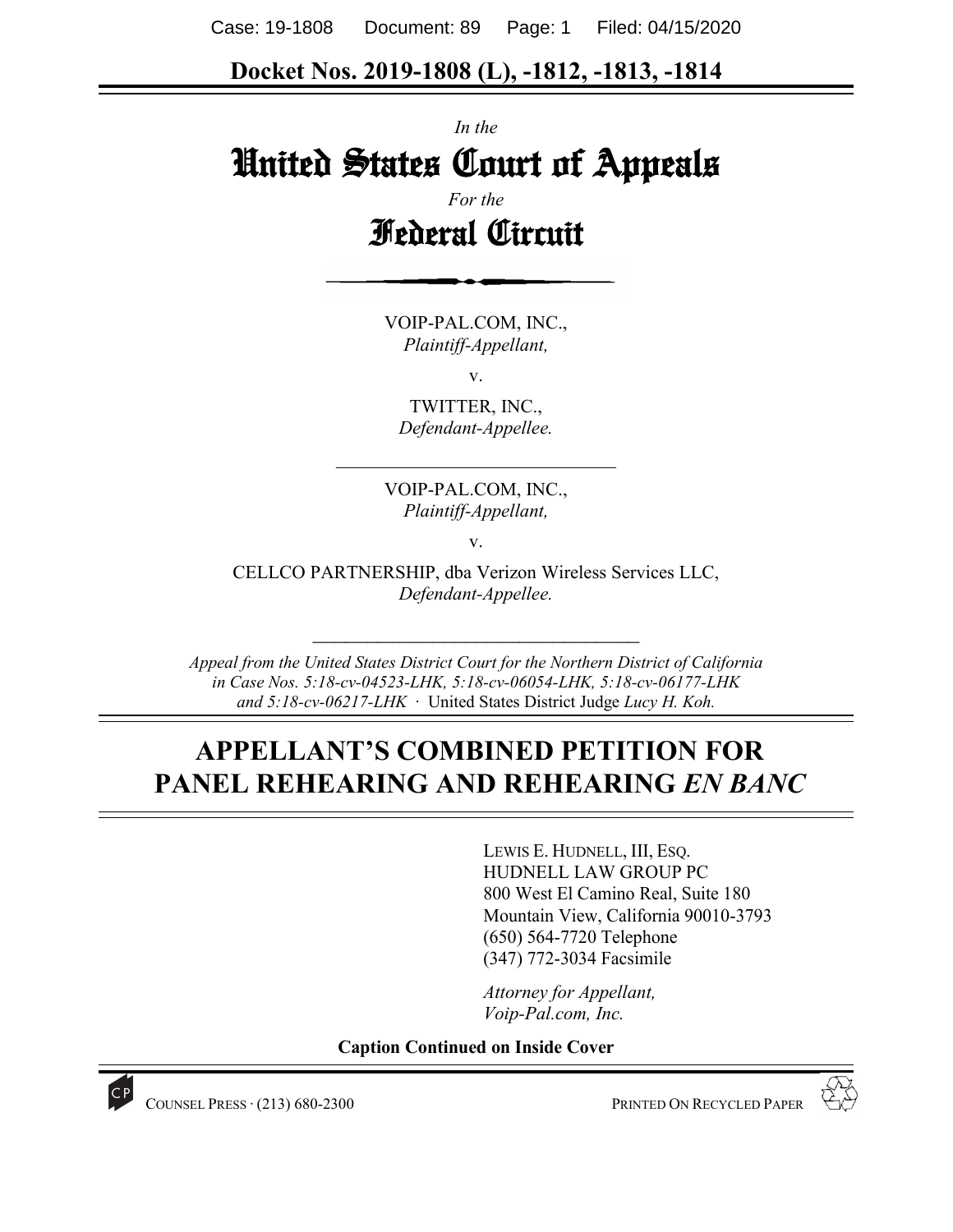**Docket Nos. 2019-1808 (L), -1812, -1813, -1814**

*In the*

# United States Court of Appeals

*For the*

# Federal Circuit

VOIP-PAL.COM, INC.,
*Plaintiff-Appellant,*

v.

TWITTER, INC.,
*Defendant-Appellee.*

---

VOIP-PAL.COM, INC.,
*Plaintiff-Appellant,*

v.

CELLCO PARTNERSHIP, dba Verizon Wireless Services LLC,
*Defendant-Appellee.*

---

*Appeal from the United States District Court for the Northern District of California in Case Nos. 5:18-cv-04523-LHK, 5:18-cv-06054-LHK, 5:18-cv-06177-LHK and 5:18-cv-06217-LHK* · United States District Judge *Lucy H. Koh.*

## APPELLANT'S COMBINED PETITION FOR PANEL REHEARING AND REHEARING *EN BANC*

LEWIS E. HUDNELL, III, ESQ.
HUDNELL LAW GROUP PC
800 West El Camino Real, Suite 180
Mountain View, California 90010-3793
(650) 564-7720 Telephone
(347) 772-3034 Facsimile

*Attorney for Appellant,*
*Voip-Pal.com, Inc.*

**Caption Continued on Inside Cover**

COUNSEL PRESS · (213) 680-2300 PRINTED ON RECYCLED PAPER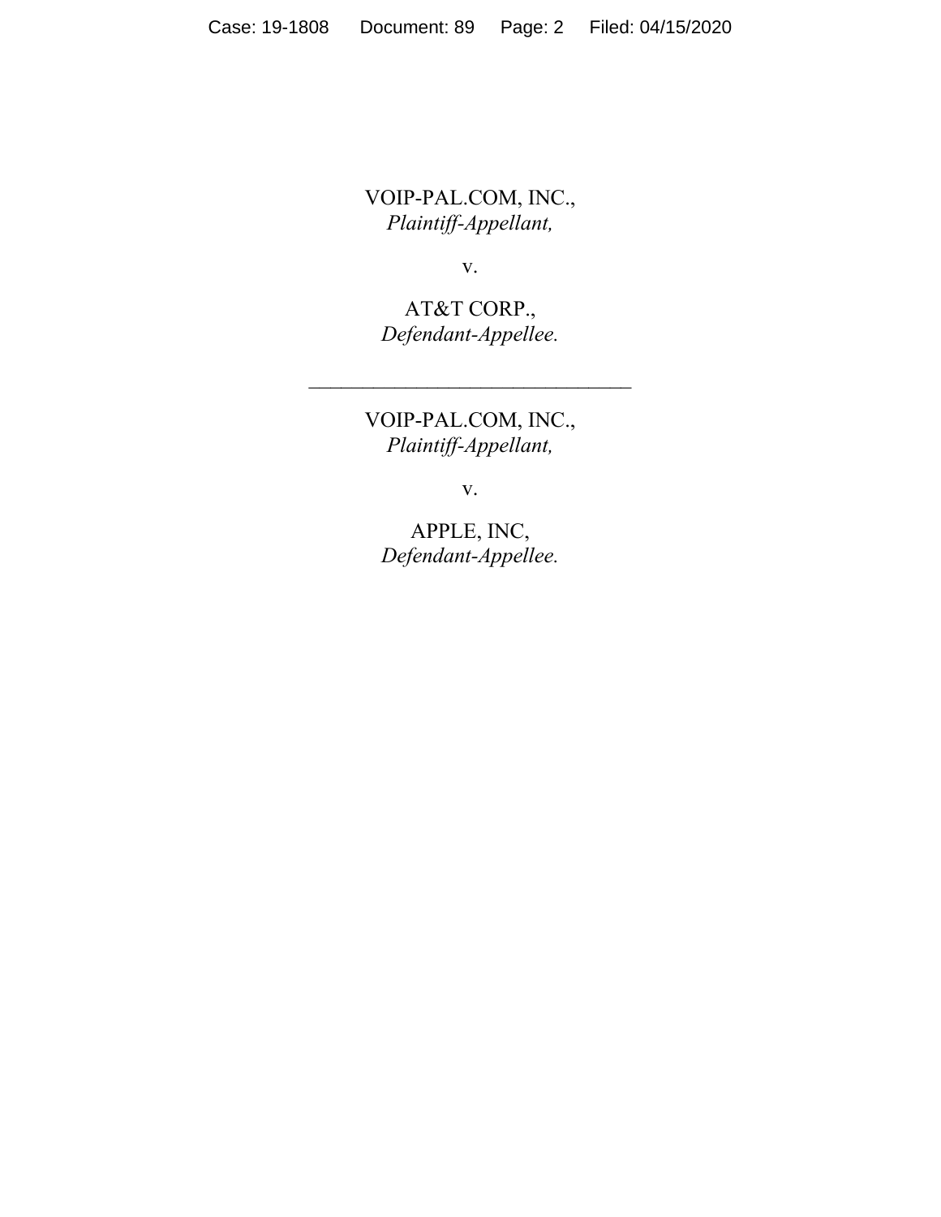VOIP-PAL.COM, INC.,
*Plaintiff-Appellant,*

v.

AT&T CORP.,
*Defendant-Appellee.*

---

VOIP-PAL.COM, INC.,
*Plaintiff-Appellant,*

v.

APPLE, INC,
*Defendant-Appellee.*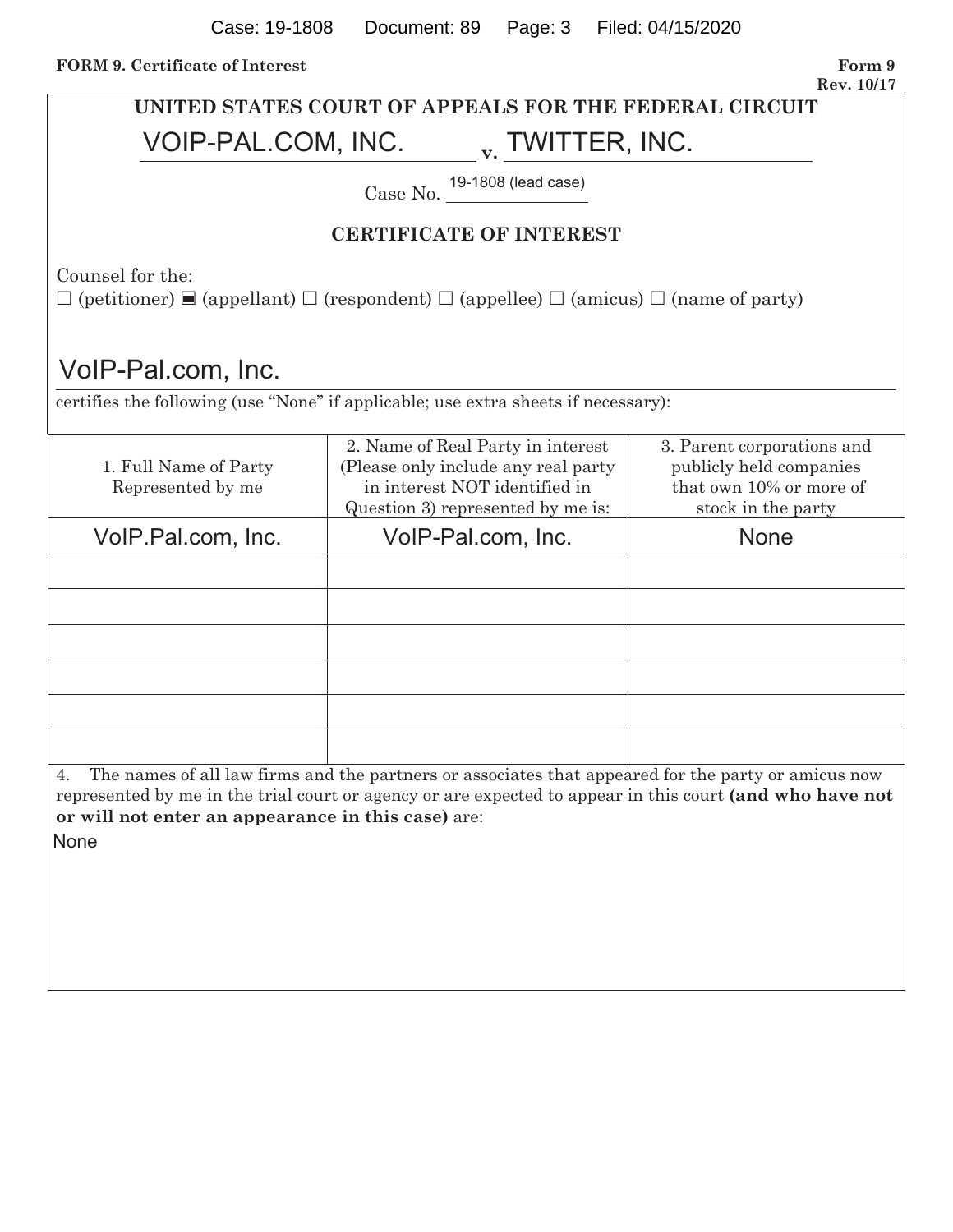**FORM 9. Certificate of Interest** **Form 9 Rev. 10/17**

**UNITED STATES COURT OF APPEALS FOR THE FEDERAL CIRCUIT**

VOIP-PAL.COM, INC. **v.** TWITTER, INC.

Case No. 19-1808 (lead case)

**CERTIFICATE OF INTEREST**

Counsel for the:
☐ (petitioner) ■ (appellant) ☐ (respondent) ☐ (appellee) ☐ (amicus) ☐ (name of party)

VoIP-Pal.com, Inc.

certifies the following (use "None" if applicable; use extra sheets if necessary):

| 1. Full Name of Party Represented by me | 2. Name of Real Party in interest (Please only include any real party in interest NOT identified in Question 3) represented by me is: | 3. Parent corporations and publicly held companies that own 10% or more of stock in the party |
|---|---|---|
| VoIP.Pal.com, Inc. | VoIP-Pal.com, Inc. | None |
| | | |
| | | |
| | | |
| | | |
| | | |
| | | |

4. The names of all law firms and the partners or associates that appeared for the party or amicus now represented by me in the trial court or agency or are expected to appear in this court **(and who have not or will not enter an appearance in this case)** are:

None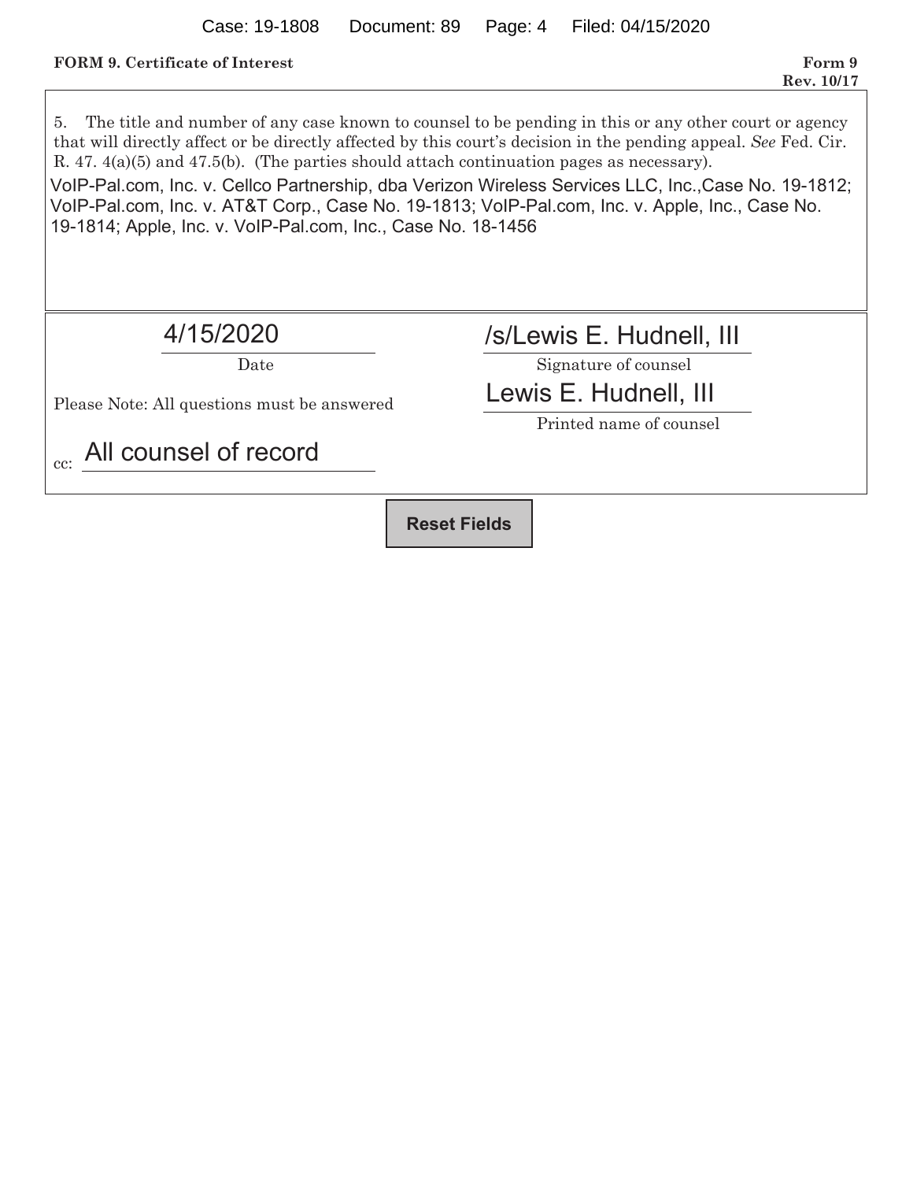**FORM 9. Certificate of Interest** **Form 9 Rev. 10/17**

5. The title and number of any case known to counsel to be pending in this or any other court or agency that will directly affect or be directly affected by this court's decision in the pending appeal. *See* Fed. Cir. R. 47. 4(a)(5) and 47.5(b). (The parties should attach continuation pages as necessary).

VoIP-Pal.com, Inc. v. Cellco Partnership, dba Verizon Wireless Services LLC, Inc.,Case No. 19-1812; VoIP-Pal.com, Inc. v. AT&T Corp., Case No. 19-1813; VoIP-Pal.com, Inc. v. Apple, Inc., Case No. 19-1814; Apple, Inc. v. VoIP-Pal.com, Inc., Case No. 18-1456

4/15/2020
Date

/s/Lewis E. Hudnell, III
Signature of counsel

Please Note: All questions must be answered

Lewis E. Hudnell, III
Printed name of counsel

cc: All counsel of record

Reset Fields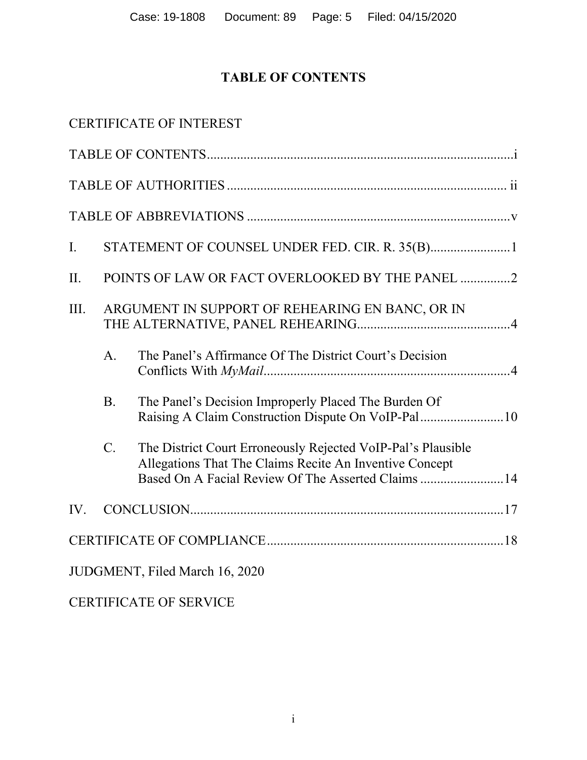# TABLE OF CONTENTS

CERTIFICATE OF INTEREST

TABLE OF CONTENTS ........................................................................................ i

TABLE OF AUTHORITIES ................................................................................ ii

TABLE OF ABBREVIATIONS ........................................................................... v

I. STATEMENT OF COUNSEL UNDER FED. CIR. R. 35(B) ........................ 1

II. POINTS OF LAW OR FACT OVERLOOKED BY THE PANEL ............... 2

III. ARGUMENT IN SUPPORT OF REHEARING EN BANC, OR IN THE ALTERNATIVE, PANEL REHEARING ............................................. 4

   A. The Panel's Affirmance Of The District Court's Decision Conflicts With *MyMail* .......................................................................... 4

   B. The Panel's Decision Improperly Placed The Burden Of Raising A Claim Construction Dispute On VoIP-Pal ......................... 10

   C. The District Court Erroneously Rejected VoIP-Pal's Plausible Allegations That The Claims Recite An Inventive Concept Based On A Facial Review Of The Asserted Claims ......................... 14

IV. CONCLUSION ............................................................................................... 17

CERTIFICATE OF COMPLIANCE ..................................................................... 18

JUDGMENT, Filed March 16, 2020

CERTIFICATE OF SERVICE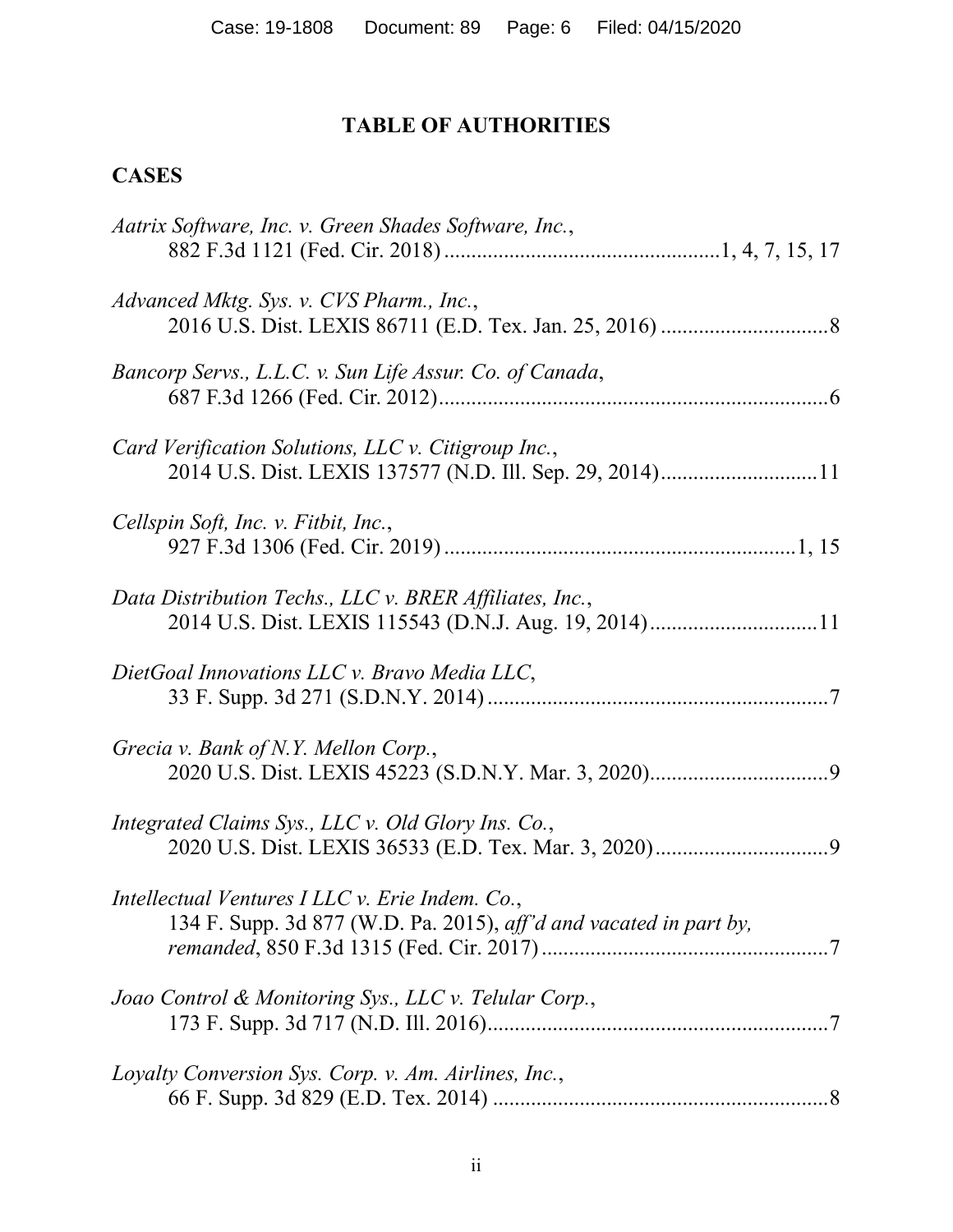## TABLE OF AUTHORITIES

### CASES

*Aatrix Software, Inc. v. Green Shades Software, Inc.*,
882 F.3d 1121 (Fed. Cir. 2018) ....................................................1, 4, 7, 15, 17

*Advanced Mktg. Sys. v. CVS Pharm., Inc.*,
2016 U.S. Dist. LEXIS 86711 (E.D. Tex. Jan. 25, 2016) ...............................8

*Bancorp Servs., L.L.C. v. Sun Life Assur. Co. of Canada*,
687 F.3d 1266 (Fed. Cir. 2012).......................................................................6

*Card Verification Solutions, LLC v. Citigroup Inc.*,
2014 U.S. Dist. LEXIS 137577 (N.D. Ill. Sep. 29, 2014)............................11

*Cellspin Soft, Inc. v. Fitbit, Inc.*,
927 F.3d 1306 (Fed. Cir. 2019) ................................................................1, 15

*Data Distribution Techs., LLC v. BRER Affiliates, Inc.*,
2014 U.S. Dist. LEXIS 115543 (D.N.J. Aug. 19, 2014)..............................11

*DietGoal Innovations LLC v. Bravo Media LLC*,
33 F. Supp. 3d 271 (S.D.N.Y. 2014)..............................................................7

*Grecia v. Bank of N.Y. Mellon Corp.*,
2020 U.S. Dist. LEXIS 45223 (S.D.N.Y. Mar. 3, 2020).................................9

*Integrated Claims Sys., LLC v. Old Glory Ins. Co.*,
2020 U.S. Dist. LEXIS 36533 (E.D. Tex. Mar. 3, 2020)................................9

*Intellectual Ventures I LLC v. Erie Indem. Co.*,
134 F. Supp. 3d 877 (W.D. Pa. 2015), *aff'd and vacated in part by, remanded*, 850 F.3d 1315 (Fed. Cir. 2017).....................................................7

*Joao Control & Monitoring Sys., LLC v. Telular Corp.*,
173 F. Supp. 3d 717 (N.D. Ill. 2016)..............................................................7

*Loyalty Conversion Sys. Corp. v. Am. Airlines, Inc.*,
66 F. Supp. 3d 829 (E.D. Tex. 2014) .............................................................8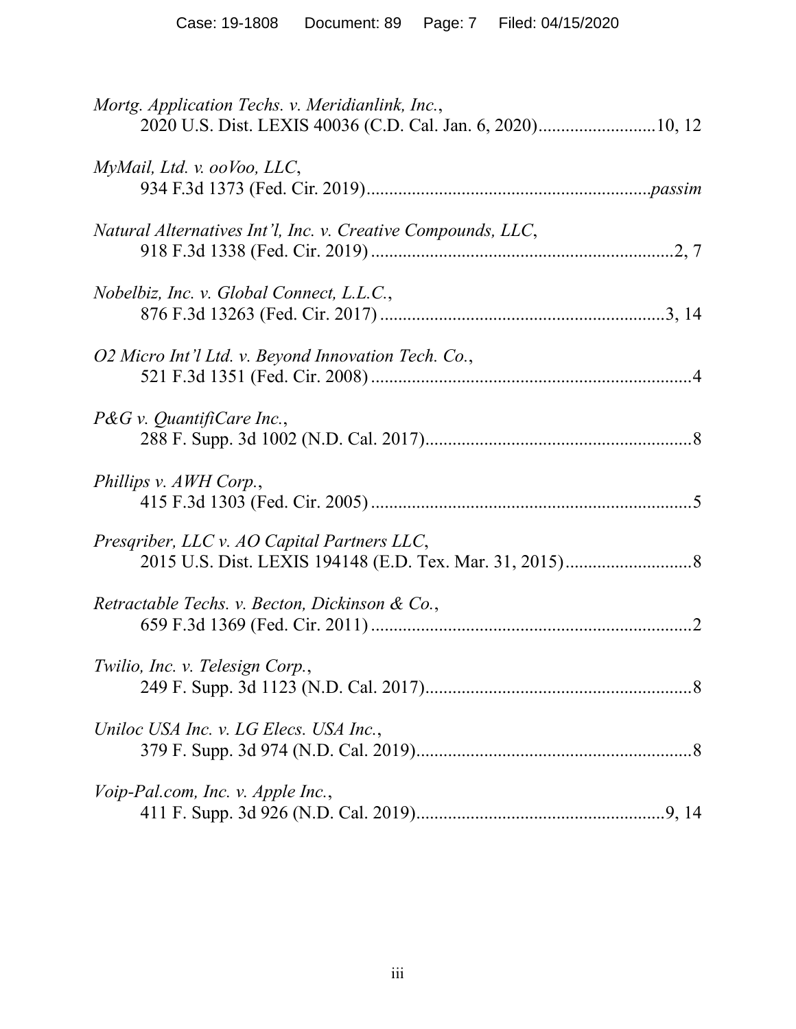*Mortg. Application Techs. v. Meridianlink, Inc.*,
2020 U.S. Dist. LEXIS 40036 (C.D. Cal. Jan. 6, 2020)..........................10, 12

*MyMail, Ltd. v. ooVoo, LLC*,
934 F.3d 1373 (Fed. Cir. 2019)..............................................................*passim*

*Natural Alternatives Int'l, Inc. v. Creative Compounds, LLC*,
918 F.3d 1338 (Fed. Cir. 2019) ...................................................................2, 7

*Nobelbiz, Inc. v. Global Connect, L.L.C.*,
876 F.3d 13263 (Fed. Cir. 2017) ...............................................................3, 14

*O2 Micro Int'l Ltd. v. Beyond Innovation Tech. Co.*,
521 F.3d 1351 (Fed. Cir. 2008) .......................................................................4

*P&G v. QuantifiCare Inc.*,
288 F. Supp. 3d 1002 (N.D. Cal. 2017)...........................................................8

*Phillips v. AWH Corp.*,
415 F.3d 1303 (Fed. Cir. 2005) .......................................................................5

*Presqriber, LLC v. AO Capital Partners LLC*,
2015 U.S. Dist. LEXIS 194148 (E.D. Tex. Mar. 31, 2015)............................8

*Retractable Techs. v. Becton, Dickinson & Co.*,
659 F.3d 1369 (Fed. Cir. 2011) .......................................................................2

*Twilio, Inc. v. Telesign Corp.*,
249 F. Supp. 3d 1123 (N.D. Cal. 2017)...........................................................8

*Uniloc USA Inc. v. LG Elecs. USA Inc.*,
379 F. Supp. 3d 974 (N.D. Cal. 2019).............................................................8

*Voip-Pal.com, Inc. v. Apple Inc.*,
411 F. Supp. 3d 926 (N.D. Cal. 2019).......................................................9, 14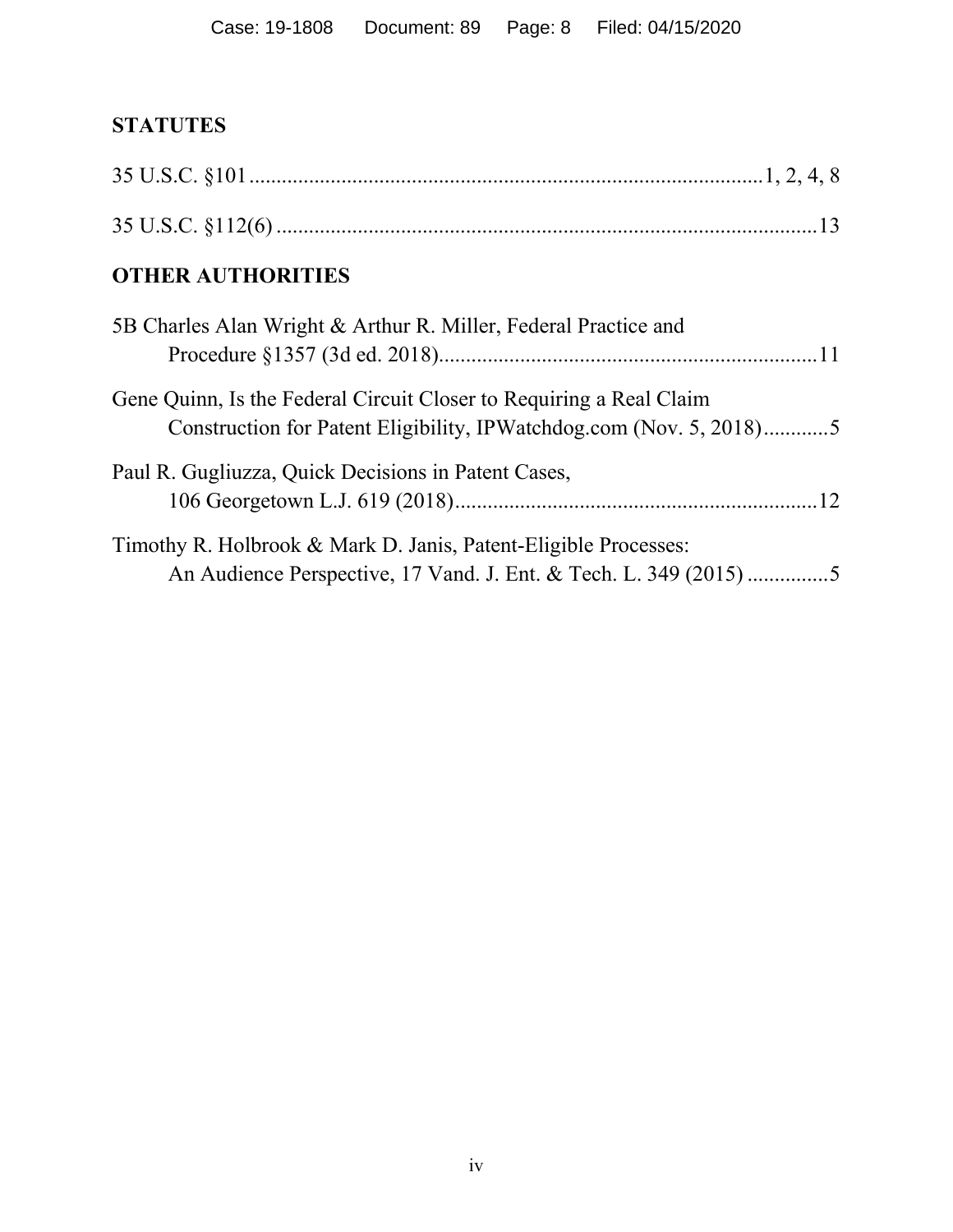## STATUTES

35 U.S.C. §101 ............................................................................................1, 2, 4, 8

35 U.S.C. §112(6) ...................................................................................................13

## OTHER AUTHORITIES

5B Charles Alan Wright & Arthur R. Miller, Federal Practice and Procedure §1357 (3d ed. 2018).....................................................................11

Gene Quinn, Is the Federal Circuit Closer to Requiring a Real Claim Construction for Patent Eligibility, IPWatchdog.com (Nov. 5, 2018)............5

Paul R. Gugliuzza, Quick Decisions in Patent Cases, 106 Georgetown L.J. 619 (2018)...................................................................12

Timothy R. Holbrook & Mark D. Janis, Patent-Eligible Processes: An Audience Perspective, 17 Vand. J. Ent. & Tech. L. 349 (2015) ..............5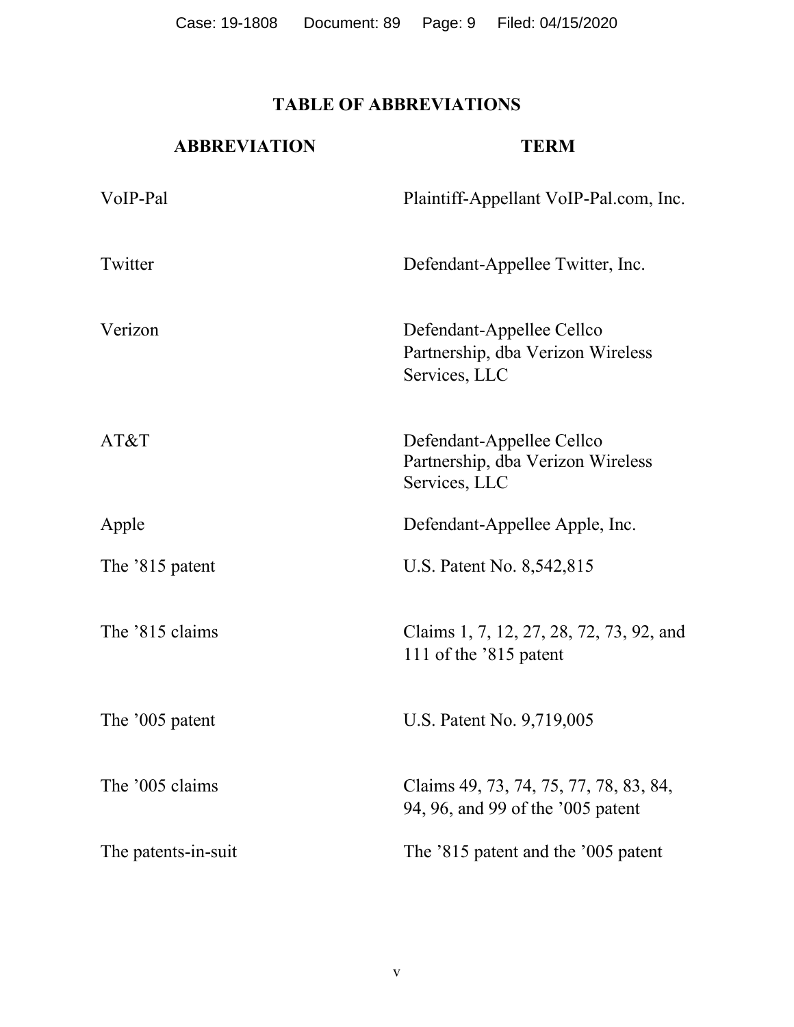## TABLE OF ABBREVIATIONS

| ABBREVIATION | TERM |
|---|---|
| VoIP-Pal | Plaintiff-Appellant VoIP-Pal.com, Inc. |
| Twitter | Defendant-Appellee Twitter, Inc. |
| Verizon | Defendant-Appellee Cellco Partnership, dba Verizon Wireless Services, LLC |
| AT&T | Defendant-Appellee Cellco Partnership, dba Verizon Wireless Services, LLC |
| Apple | Defendant-Appellee Apple, Inc. |
| The ’815 patent | U.S. Patent No. 8,542,815 |
| The ’815 claims | Claims 1, 7, 12, 27, 28, 72, 73, 92, and 111 of the ’815 patent |
| The ’005 patent | U.S. Patent No. 9,719,005 |
| The ’005 claims | Claims 49, 73, 74, 75, 77, 78, 83, 84, 94, 96, and 99 of the ’005 patent |
| The patents-in-suit | The ’815 patent and the ’005 patent |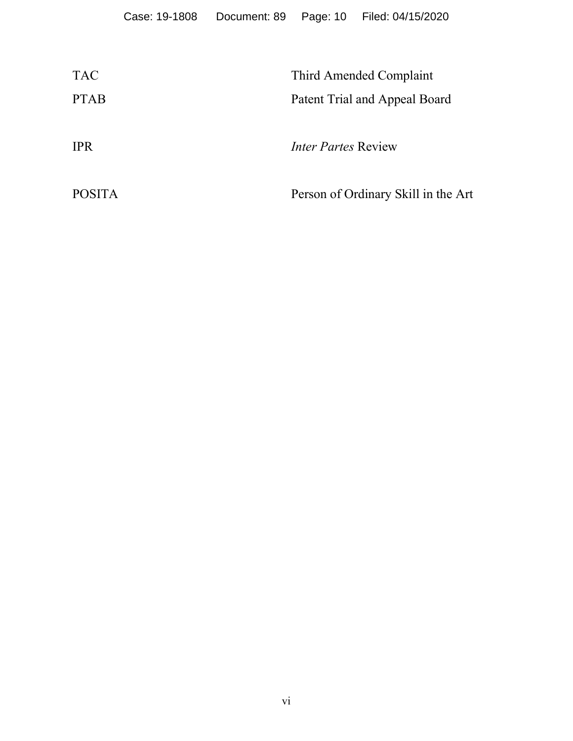| | |
|---|---|
| TAC | Third Amended Complaint |
| PTAB | Patent Trial and Appeal Board |
| IPR | *Inter Partes* Review |
| POSITA | Person of Ordinary Skill in the Art |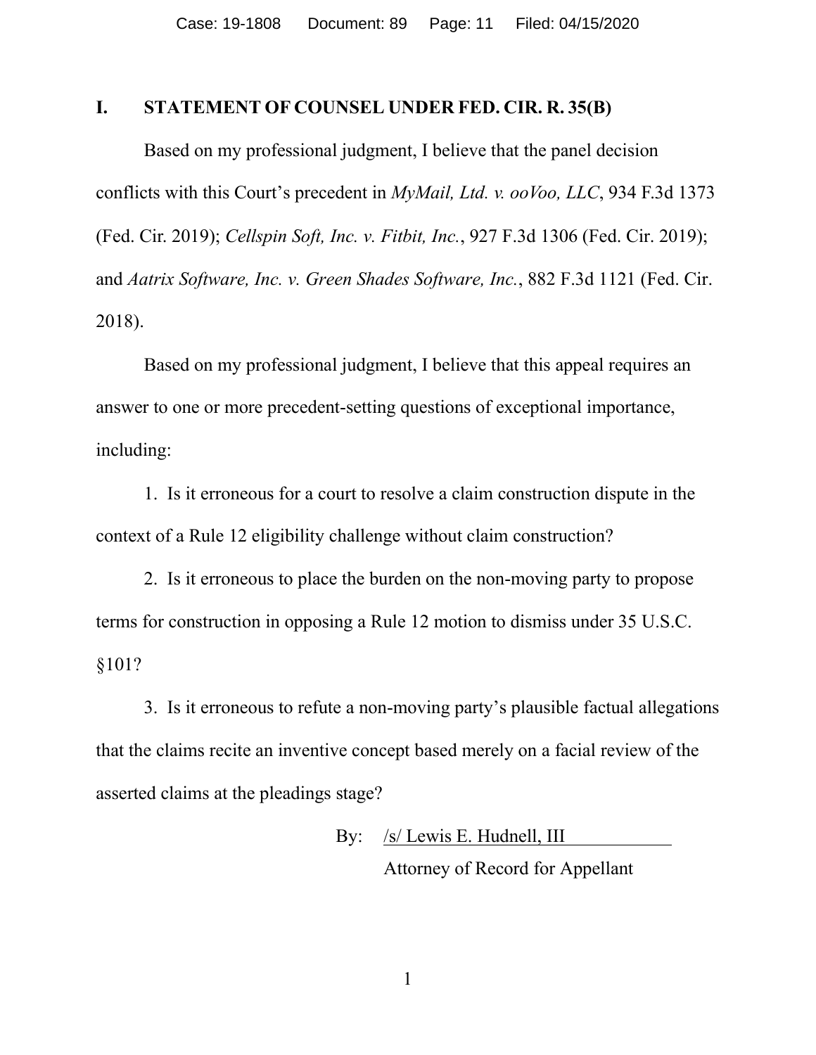## I. STATEMENT OF COUNSEL UNDER FED. CIR. R. 35(B)

Based on my professional judgment, I believe that the panel decision conflicts with this Court's precedent in *MyMail, Ltd. v. ooVoo, LLC*, 934 F.3d 1373 (Fed. Cir. 2019); *Cellspin Soft, Inc. v. Fitbit, Inc.*, 927 F.3d 1306 (Fed. Cir. 2019); and *Aatrix Software, Inc. v. Green Shades Software, Inc.*, 882 F.3d 1121 (Fed. Cir. 2018).

Based on my professional judgment, I believe that this appeal requires an answer to one or more precedent-setting questions of exceptional importance, including:

1. Is it erroneous for a court to resolve a claim construction dispute in the context of a Rule 12 eligibility challenge without claim construction?

2. Is it erroneous to place the burden on the non-moving party to propose terms for construction in opposing a Rule 12 motion to dismiss under 35 U.S.C. §101?

3. Is it erroneous to refute a non-moving party's plausible factual allegations that the claims recite an inventive concept based merely on a facial review of the asserted claims at the pleadings stage?

By: /s/ Lewis E. Hudnell, III
Attorney of Record for Appellant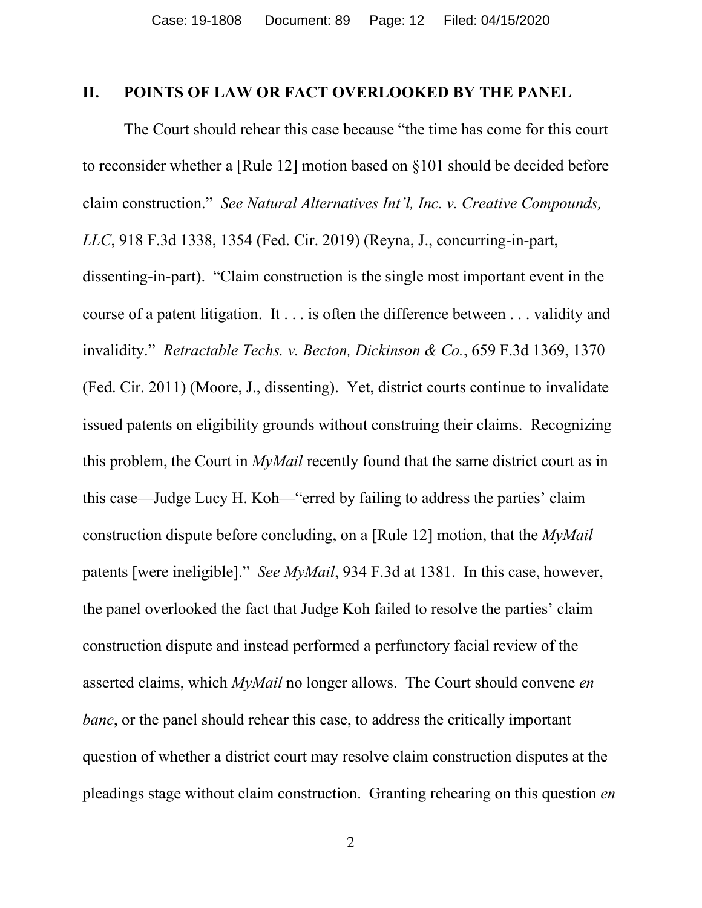## II. POINTS OF LAW OR FACT OVERLOOKED BY THE PANEL

The Court should rehear this case because "the time has come for this court to reconsider whether a [Rule 12] motion based on §101 should be decided before claim construction." *See Natural Alternatives Int'l, Inc. v. Creative Compounds, LLC*, 918 F.3d 1338, 1354 (Fed. Cir. 2019) (Reyna, J., concurring-in-part, dissenting-in-part). "Claim construction is the single most important event in the course of a patent litigation. It . . . is often the difference between . . . validity and invalidity." *Retractable Techs. v. Becton, Dickinson & Co.*, 659 F.3d 1369, 1370 (Fed. Cir. 2011) (Moore, J., dissenting). Yet, district courts continue to invalidate issued patents on eligibility grounds without construing their claims. Recognizing this problem, the Court in *MyMail* recently found that the same district court as in this case—Judge Lucy H. Koh—"erred by failing to address the parties' claim construction dispute before concluding, on a [Rule 12] motion, that the *MyMail* patents [were ineligible]." *See MyMail*, 934 F.3d at 1381. In this case, however, the panel overlooked the fact that Judge Koh failed to resolve the parties' claim construction dispute and instead performed a perfunctory facial review of the asserted claims, which *MyMail* no longer allows. The Court should convene *en banc*, or the panel should rehear this case, to address the critically important question of whether a district court may resolve claim construction disputes at the pleadings stage without claim construction. Granting rehearing on this question *en*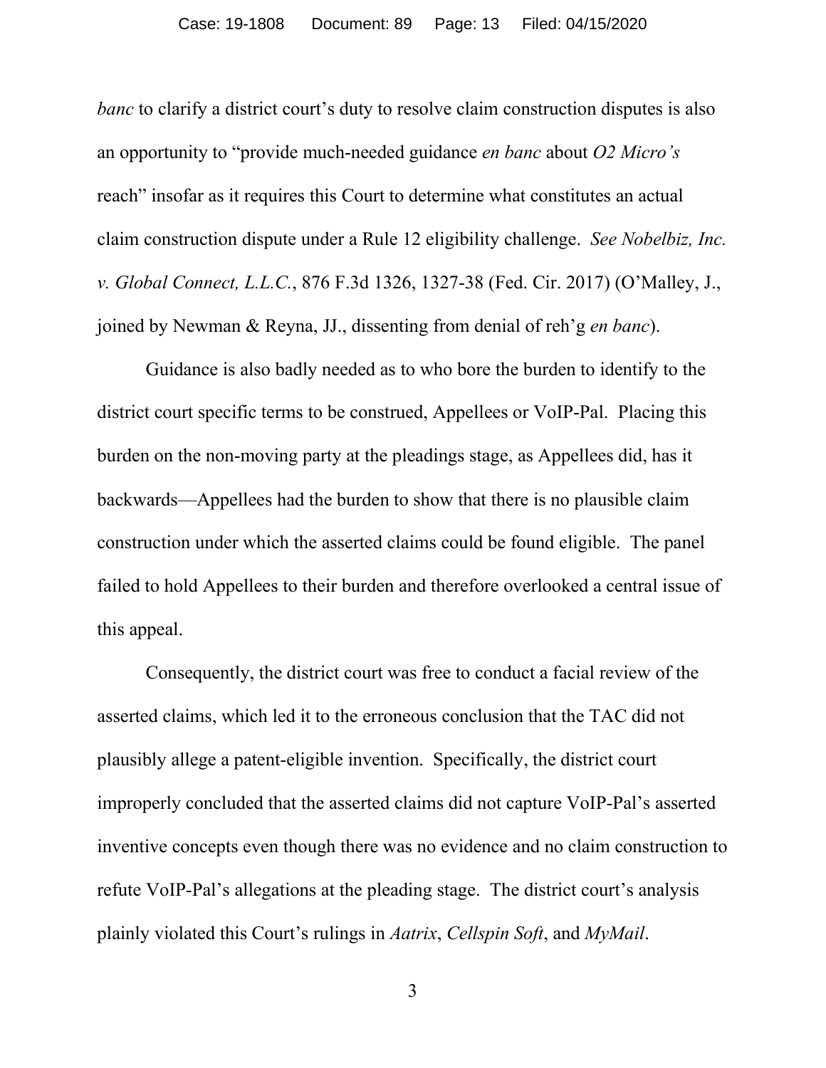*banc* to clarify a district court's duty to resolve claim construction disputes is also an opportunity to "provide much-needed guidance *en banc* about *O2 Micro's* reach" insofar as it requires this Court to determine what constitutes an actual claim construction dispute under a Rule 12 eligibility challenge. *See Nobelbiz, Inc. v. Global Connect, L.L.C.*, 876 F.3d 1326, 1327-38 (Fed. Cir. 2017) (O'Malley, J., joined by Newman & Reyna, JJ., dissenting from denial of reh'g *en banc*).

Guidance is also badly needed as to who bore the burden to identify to the district court specific terms to be construed, Appellees or VoIP-Pal. Placing this burden on the non-moving party at the pleadings stage, as Appellees did, has it backwards—Appellees had the burden to show that there is no plausible claim construction under which the asserted claims could be found eligible. The panel failed to hold Appellees to their burden and therefore overlooked a central issue of this appeal.

Consequently, the district court was free to conduct a facial review of the asserted claims, which led it to the erroneous conclusion that the TAC did not plausibly allege a patent-eligible invention. Specifically, the district court improperly concluded that the asserted claims did not capture VoIP-Pal's asserted inventive concepts even though there was no evidence and no claim construction to refute VoIP-Pal's allegations at the pleading stage. The district court's analysis plainly violated this Court's rulings in *Aatrix*, *Cellspin Soft*, and *MyMail*.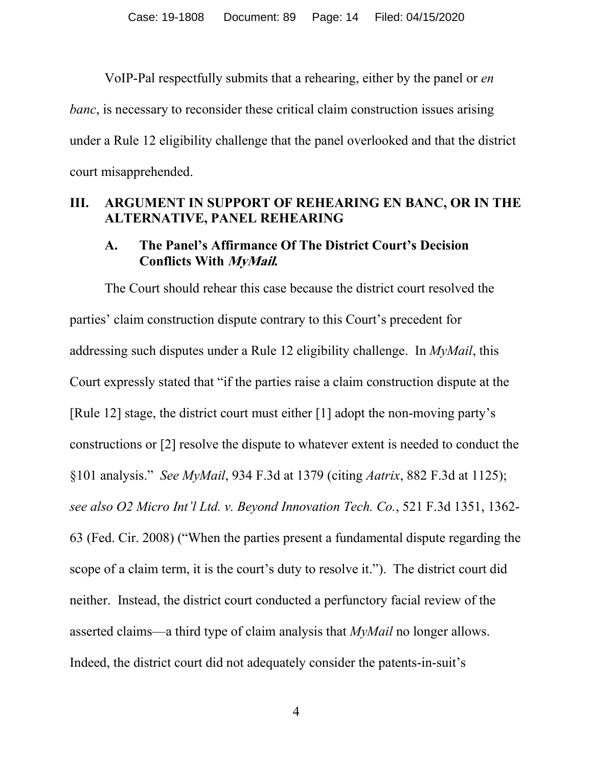VoIP-Pal respectfully submits that a rehearing, either by the panel or *en banc*, is necessary to reconsider these critical claim construction issues arising under a Rule 12 eligibility challenge that the panel overlooked and that the district court misapprehended.

## III. ARGUMENT IN SUPPORT OF REHEARING EN BANC, OR IN THE ALTERNATIVE, PANEL REHEARING

### A. The Panel's Affirmance Of The District Court's Decision Conflicts With *MyMail.*

The Court should rehear this case because the district court resolved the parties' claim construction dispute contrary to this Court's precedent for addressing such disputes under a Rule 12 eligibility challenge. In *MyMail*, this Court expressly stated that "if the parties raise a claim construction dispute at the [Rule 12] stage, the district court must either [1] adopt the non-moving party's constructions or [2] resolve the dispute to whatever extent is needed to conduct the §101 analysis." *See MyMail*, 934 F.3d at 1379 (citing *Aatrix*, 882 F.3d at 1125); *see also O2 Micro Int'l Ltd. v. Beyond Innovation Tech. Co.*, 521 F.3d 1351, 1362-63 (Fed. Cir. 2008) ("When the parties present a fundamental dispute regarding the scope of a claim term, it is the court's duty to resolve it."). The district court did neither. Instead, the district court conducted a perfunctory facial review of the asserted claims—a third type of claim analysis that *MyMail* no longer allows. Indeed, the district court did not adequately consider the patents-in-suit's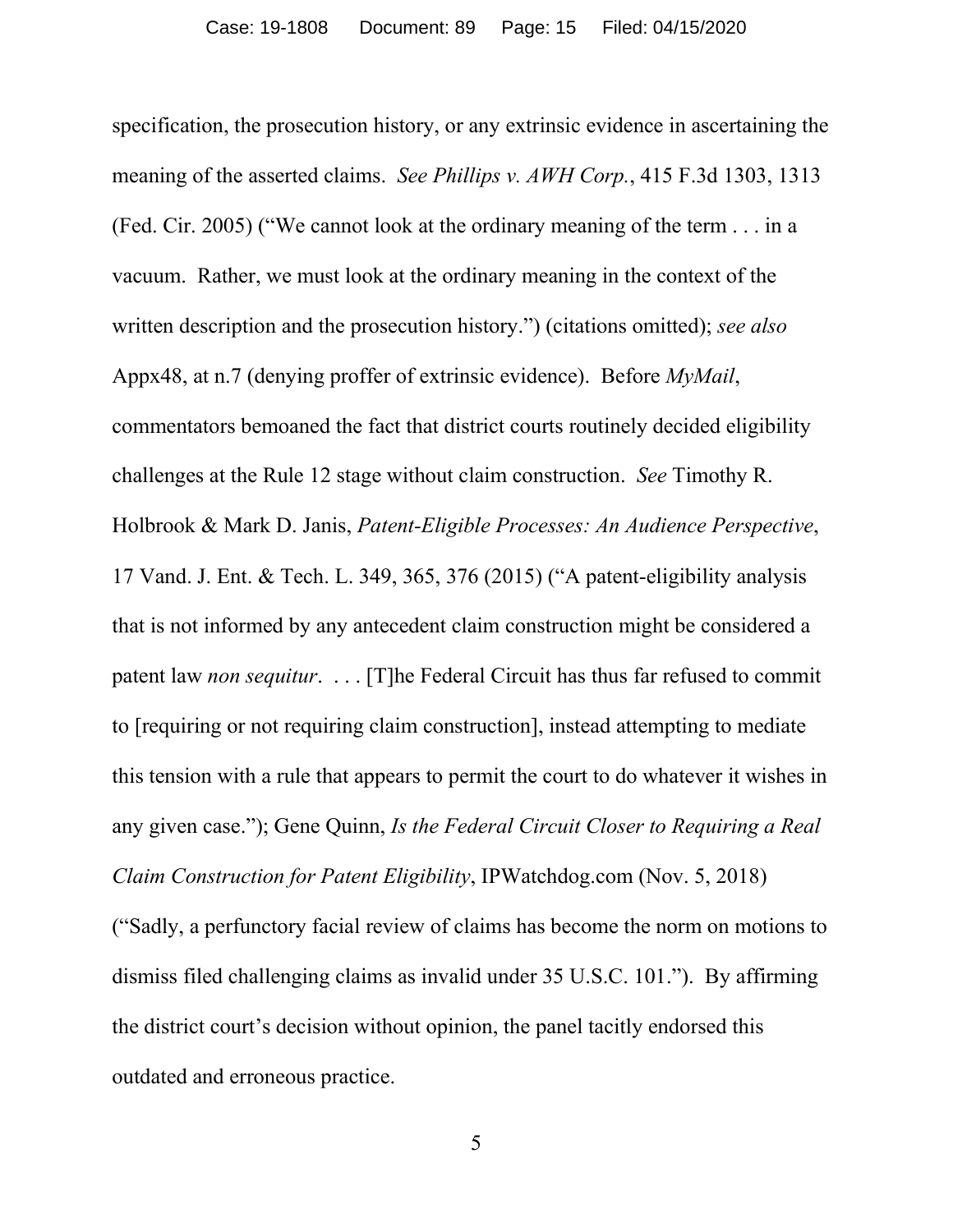specification, the prosecution history, or any extrinsic evidence in ascertaining the meaning of the asserted claims. *See Phillips v. AWH Corp.*, 415 F.3d 1303, 1313 (Fed. Cir. 2005) ("We cannot look at the ordinary meaning of the term . . . in a vacuum. Rather, we must look at the ordinary meaning in the context of the written description and the prosecution history.") (citations omitted); *see also* Appx48, at n.7 (denying proffer of extrinsic evidence). Before *MyMail*, commentators bemoaned the fact that district courts routinely decided eligibility challenges at the Rule 12 stage without claim construction. *See* Timothy R. Holbrook & Mark D. Janis, *Patent-Eligible Processes: An Audience Perspective*, 17 Vand. J. Ent. & Tech. L. 349, 365, 376 (2015) ("A patent-eligibility analysis that is not informed by any antecedent claim construction might be considered a patent law *non sequitur*. . . . [T]he Federal Circuit has thus far refused to commit to [requiring or not requiring claim construction], instead attempting to mediate this tension with a rule that appears to permit the court to do whatever it wishes in any given case."); Gene Quinn, *Is the Federal Circuit Closer to Requiring a Real Claim Construction for Patent Eligibility*, IPWatchdog.com (Nov. 5, 2018) ("Sadly, a perfunctory facial review of claims has become the norm on motions to dismiss filed challenging claims as invalid under 35 U.S.C. 101."). By affirming the district court's decision without opinion, the panel tacitly endorsed this outdated and erroneous practice.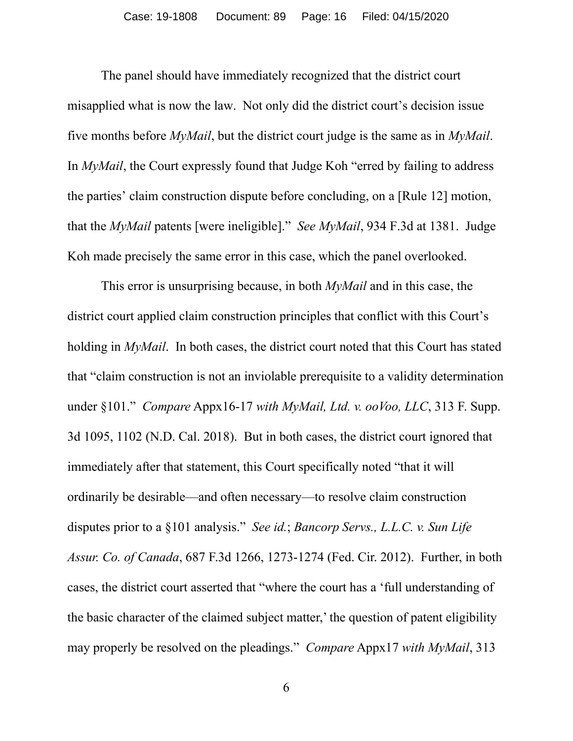The panel should have immediately recognized that the district court misapplied what is now the law. Not only did the district court's decision issue five months before *MyMail*, but the district court judge is the same as in *MyMail*. In *MyMail*, the Court expressly found that Judge Koh "erred by failing to address the parties' claim construction dispute before concluding, on a [Rule 12] motion, that the *MyMail* patents [were ineligible]." *See MyMail*, 934 F.3d at 1381. Judge Koh made precisely the same error in this case, which the panel overlooked.

This error is unsurprising because, in both *MyMail* and in this case, the district court applied claim construction principles that conflict with this Court's holding in *MyMail*. In both cases, the district court noted that this Court has stated that "claim construction is not an inviolable prerequisite to a validity determination under §101." *Compare* Appx16-17 *with MyMail, Ltd. v. ooVoo, LLC*, 313 F. Supp. 3d 1095, 1102 (N.D. Cal. 2018). But in both cases, the district court ignored that immediately after that statement, this Court specifically noted "that it will ordinarily be desirable—and often necessary—to resolve claim construction disputes prior to a §101 analysis." *See id.*; *Bancorp Servs., L.L.C. v. Sun Life Assur. Co. of Canada*, 687 F.3d 1266, 1273-1274 (Fed. Cir. 2012). Further, in both cases, the district court asserted that "where the court has a 'full understanding of the basic character of the claimed subject matter,' the question of patent eligibility may properly be resolved on the pleadings." *Compare* Appx17 *with MyMail*, 313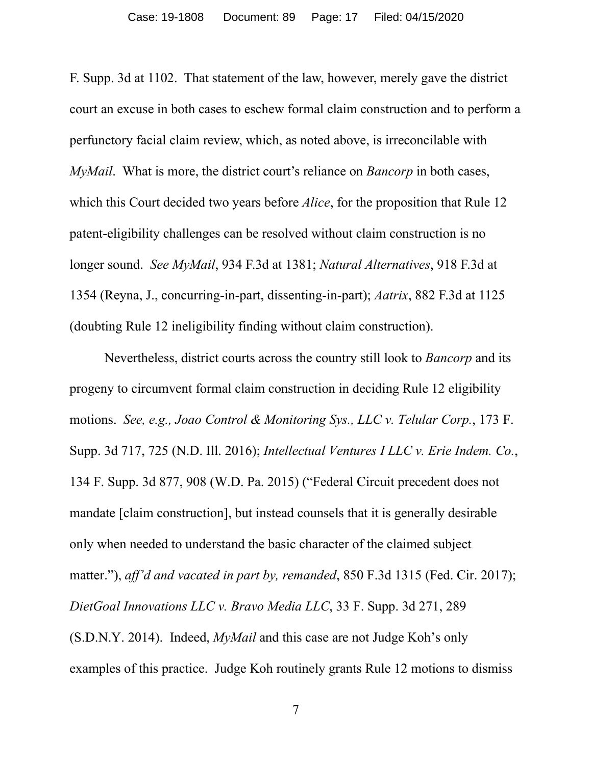F. Supp. 3d at 1102. That statement of the law, however, merely gave the district court an excuse in both cases to eschew formal claim construction and to perform a perfunctory facial claim review, which, as noted above, is irreconcilable with *MyMail*. What is more, the district court's reliance on *Bancorp* in both cases, which this Court decided two years before *Alice*, for the proposition that Rule 12 patent-eligibility challenges can be resolved without claim construction is no longer sound. *See MyMail*, 934 F.3d at 1381; *Natural Alternatives*, 918 F.3d at 1354 (Reyna, J., concurring-in-part, dissenting-in-part); *Aatrix*, 882 F.3d at 1125 (doubting Rule 12 ineligibility finding without claim construction).

Nevertheless, district courts across the country still look to *Bancorp* and its progeny to circumvent formal claim construction in deciding Rule 12 eligibility motions. *See, e.g., Joao Control & Monitoring Sys., LLC v. Telular Corp.*, 173 F. Supp. 3d 717, 725 (N.D. Ill. 2016); *Intellectual Ventures I LLC v. Erie Indem. Co.*, 134 F. Supp. 3d 877, 908 (W.D. Pa. 2015) ("Federal Circuit precedent does not mandate [claim construction], but instead counsels that it is generally desirable only when needed to understand the basic character of the claimed subject matter."), *aff'd and vacated in part by, remanded*, 850 F.3d 1315 (Fed. Cir. 2017); *DietGoal Innovations LLC v. Bravo Media LLC*, 33 F. Supp. 3d 271, 289 (S.D.N.Y. 2014). Indeed, *MyMail* and this case are not Judge Koh's only examples of this practice. Judge Koh routinely grants Rule 12 motions to dismiss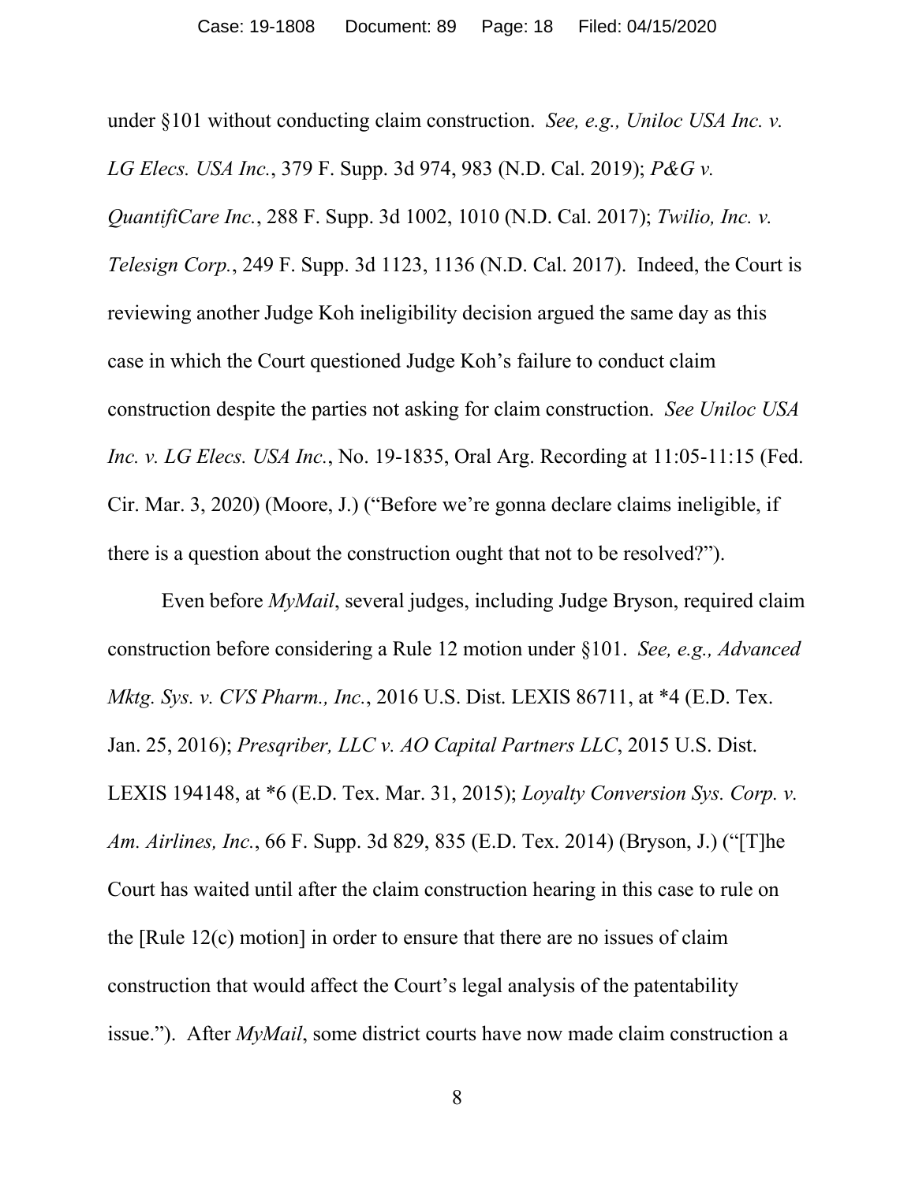under §101 without conducting claim construction. *See, e.g., Uniloc USA Inc. v. LG Elecs. USA Inc.*, 379 F. Supp. 3d 974, 983 (N.D. Cal. 2019); *P&G v. QuantifiCare Inc.*, 288 F. Supp. 3d 1002, 1010 (N.D. Cal. 2017); *Twilio, Inc. v. Telesign Corp.*, 249 F. Supp. 3d 1123, 1136 (N.D. Cal. 2017). Indeed, the Court is reviewing another Judge Koh ineligibility decision argued the same day as this case in which the Court questioned Judge Koh's failure to conduct claim construction despite the parties not asking for claim construction. *See Uniloc USA Inc. v. LG Elecs. USA Inc.*, No. 19-1835, Oral Arg. Recording at 11:05-11:15 (Fed. Cir. Mar. 3, 2020) (Moore, J.) ("Before we're gonna declare claims ineligible, if there is a question about the construction ought that not to be resolved?").

Even before *MyMail*, several judges, including Judge Bryson, required claim construction before considering a Rule 12 motion under §101. *See, e.g., Advanced Mktg. Sys. v. CVS Pharm., Inc.*, 2016 U.S. Dist. LEXIS 86711, at *4 (E.D. Tex. Jan. 25, 2016); *Presqriber, LLC v. AO Capital Partners LLC*, 2015 U.S. Dist. LEXIS 194148, at *6 (E.D. Tex. Mar. 31, 2015); *Loyalty Conversion Sys. Corp. v. Am. Airlines, Inc.*, 66 F. Supp. 3d 829, 835 (E.D. Tex. 2014) (Bryson, J.) ("[T]he Court has waited until after the claim construction hearing in this case to rule on the [Rule 12(c) motion] in order to ensure that there are no issues of claim construction that would affect the Court's legal analysis of the patentability issue."). After *MyMail*, some district courts have now made claim construction a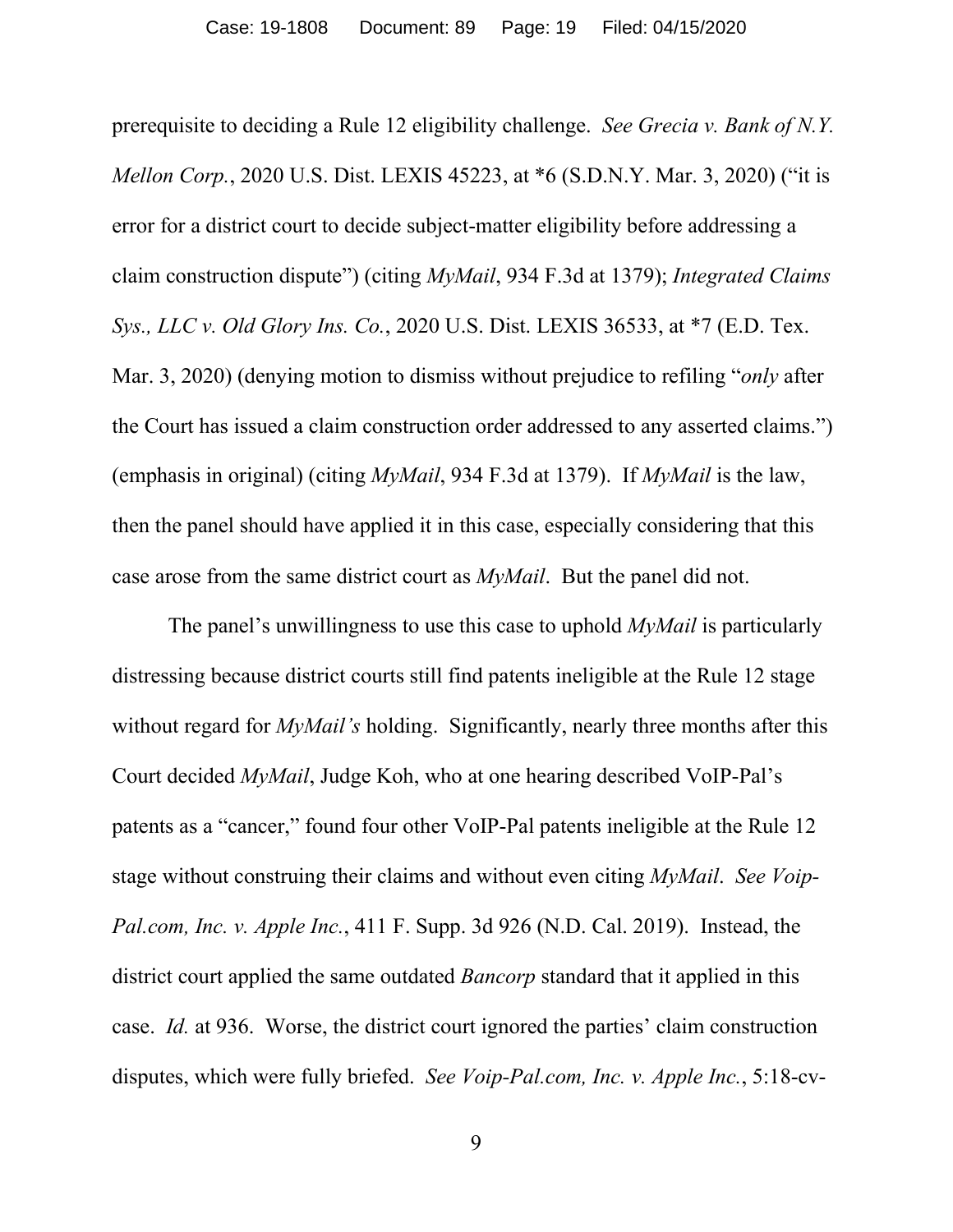prerequisite to deciding a Rule 12 eligibility challenge. *See Grecia v. Bank of N.Y. Mellon Corp.*, 2020 U.S. Dist. LEXIS 45223, at *6 (S.D.N.Y. Mar. 3, 2020) ("it is error for a district court to decide subject-matter eligibility before addressing a claim construction dispute") (citing *MyMail*, 934 F.3d at 1379); *Integrated Claims Sys., LLC v. Old Glory Ins. Co.*, 2020 U.S. Dist. LEXIS 36533, at *7 (E.D. Tex. Mar. 3, 2020) (denying motion to dismiss without prejudice to refiling "*only* after the Court has issued a claim construction order addressed to any asserted claims.") (emphasis in original) (citing *MyMail*, 934 F.3d at 1379). If *MyMail* is the law, then the panel should have applied it in this case, especially considering that this case arose from the same district court as *MyMail*. But the panel did not.

The panel's unwillingness to use this case to uphold *MyMail* is particularly distressing because district courts still find patents ineligible at the Rule 12 stage without regard for *MyMail's* holding. Significantly, nearly three months after this Court decided *MyMail*, Judge Koh, who at one hearing described VoIP-Pal's patents as a "cancer," found four other VoIP-Pal patents ineligible at the Rule 12 stage without construing their claims and without even citing *MyMail*. *See Voip-Pal.com, Inc. v. Apple Inc.*, 411 F. Supp. 3d 926 (N.D. Cal. 2019). Instead, the district court applied the same outdated *Bancorp* standard that it applied in this case. *Id.* at 936. Worse, the district court ignored the parties' claim construction disputes, which were fully briefed. *See Voip-Pal.com, Inc. v. Apple Inc.*, 5:18-cv-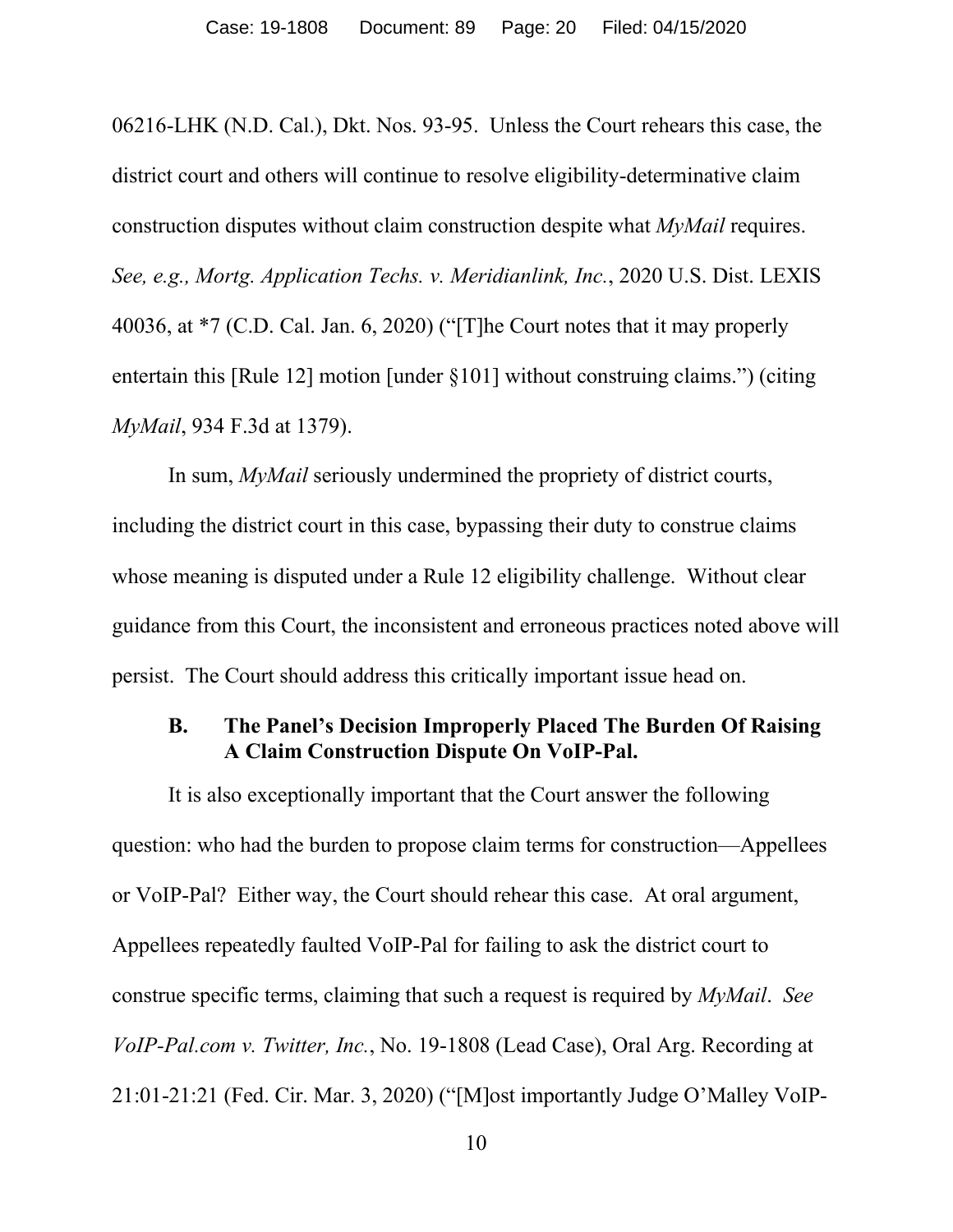06216-LHK (N.D. Cal.), Dkt. Nos. 93-95. Unless the Court rehears this case, the district court and others will continue to resolve eligibility-determinative claim construction disputes without claim construction despite what *MyMail* requires. *See, e.g., Mortg. Application Techs. v. Meridianlink, Inc.*, 2020 U.S. Dist. LEXIS 40036, at *7 (C.D. Cal. Jan. 6, 2020) ("[T]he Court notes that it may properly entertain this [Rule 12] motion [under §101] without construing claims.") (citing *MyMail*, 934 F.3d at 1379).

In sum, *MyMail* seriously undermined the propriety of district courts, including the district court in this case, bypassing their duty to construe claims whose meaning is disputed under a Rule 12 eligibility challenge. Without clear guidance from this Court, the inconsistent and erroneous practices noted above will persist. The Court should address this critically important issue head on.

### B. The Panel's Decision Improperly Placed The Burden Of Raising A Claim Construction Dispute On VoIP-Pal.

It is also exceptionally important that the Court answer the following question: who had the burden to propose claim terms for construction—Appellees or VoIP-Pal? Either way, the Court should rehear this case. At oral argument, Appellees repeatedly faulted VoIP-Pal for failing to ask the district court to construe specific terms, claiming that such a request is required by *MyMail*. *See VoIP-Pal.com v. Twitter, Inc.*, No. 19-1808 (Lead Case), Oral Arg. Recording at 21:01-21:21 (Fed. Cir. Mar. 3, 2020) ("[M]ost importantly Judge O'Malley VoIP-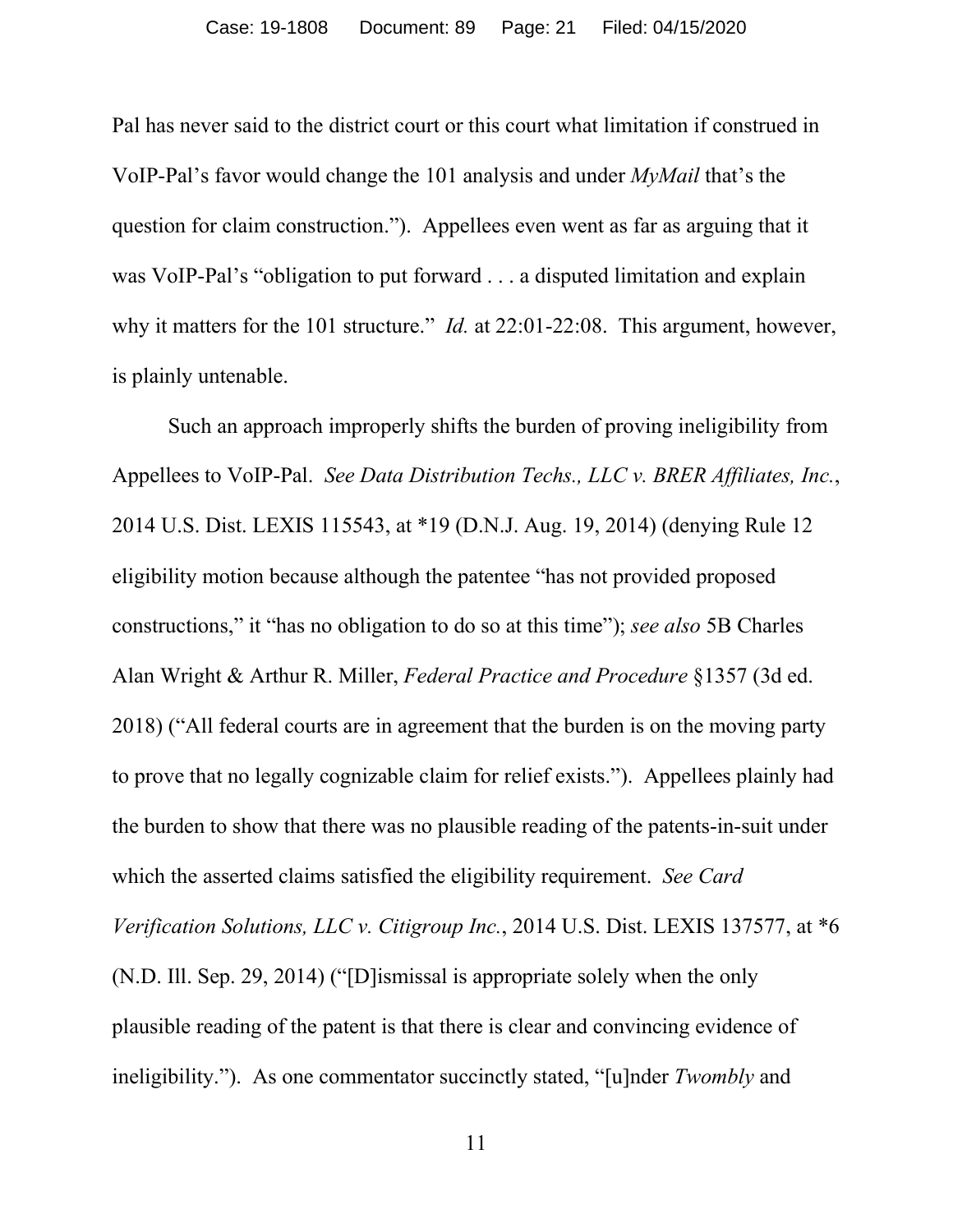Pal has never said to the district court or this court what limitation if construed in VoIP-Pal's favor would change the 101 analysis and under *MyMail* that's the question for claim construction."). Appellees even went as far as arguing that it was VoIP-Pal's "obligation to put forward . . . a disputed limitation and explain why it matters for the 101 structure." *Id.* at 22:01-22:08. This argument, however, is plainly untenable.

Such an approach improperly shifts the burden of proving ineligibility from Appellees to VoIP-Pal. *See Data Distribution Techs., LLC v. BRER Affiliates, Inc.*, 2014 U.S. Dist. LEXIS 115543, at *19 (D.N.J. Aug. 19, 2014) (denying Rule 12 eligibility motion because although the patentee "has not provided proposed constructions," it "has no obligation to do so at this time"); *see also* 5B Charles Alan Wright & Arthur R. Miller, *Federal Practice and Procedure* §1357 (3d ed. 2018) ("All federal courts are in agreement that the burden is on the moving party to prove that no legally cognizable claim for relief exists."). Appellees plainly had the burden to show that there was no plausible reading of the patents-in-suit under which the asserted claims satisfied the eligibility requirement. *See Card Verification Solutions, LLC v. Citigroup Inc.*, 2014 U.S. Dist. LEXIS 137577, at *6 (N.D. Ill. Sep. 29, 2014) ("[D]ismissal is appropriate solely when the only plausible reading of the patent is that there is clear and convincing evidence of ineligibility."). As one commentator succinctly stated, "[u]nder *Twombly* and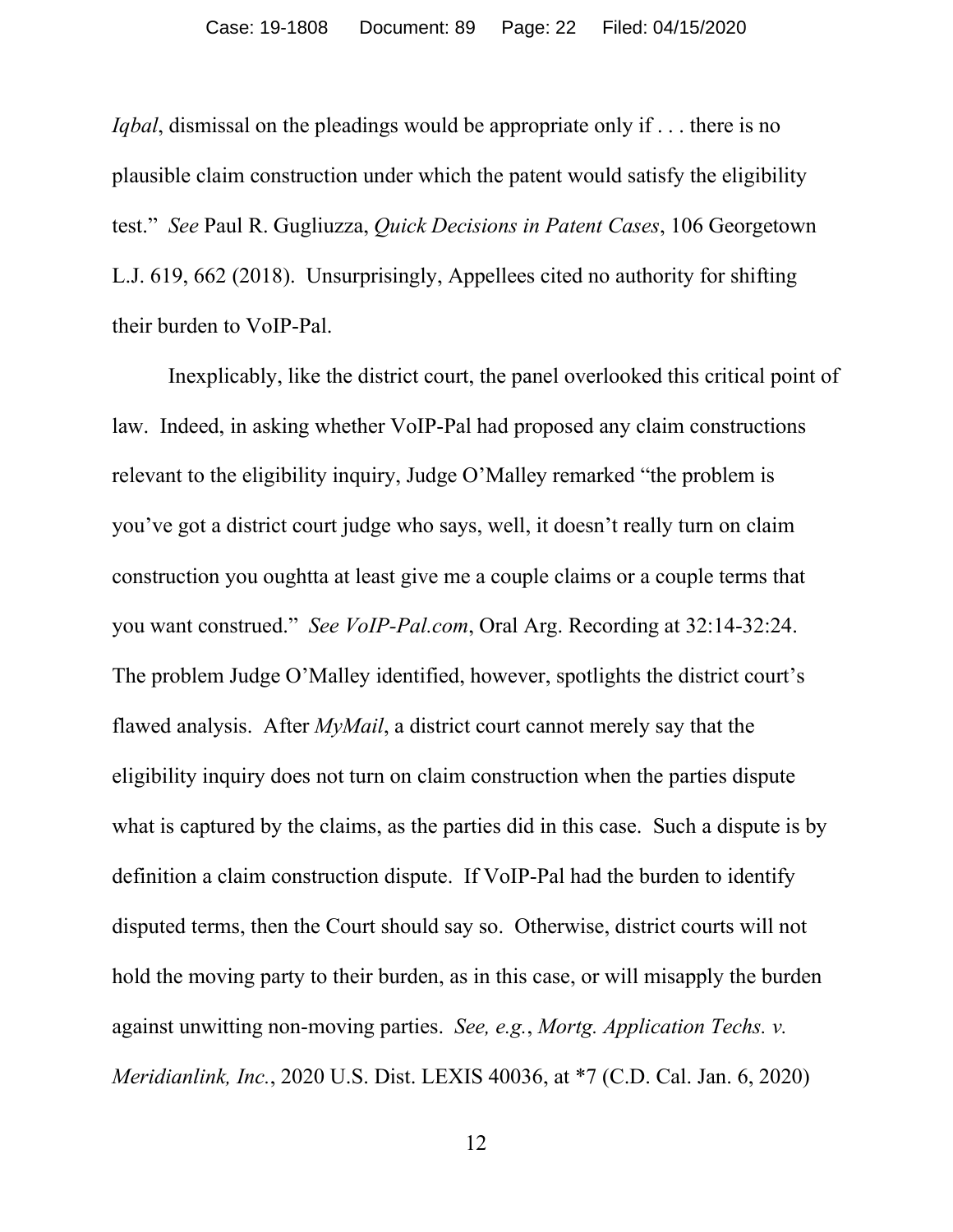*Iqbal*, dismissal on the pleadings would be appropriate only if . . . there is no plausible claim construction under which the patent would satisfy the eligibility test." *See* Paul R. Gugliuzza, *Quick Decisions in Patent Cases*, 106 Georgetown L.J. 619, 662 (2018). Unsurprisingly, Appellees cited no authority for shifting their burden to VoIP-Pal.

Inexplicably, like the district court, the panel overlooked this critical point of law. Indeed, in asking whether VoIP-Pal had proposed any claim constructions relevant to the eligibility inquiry, Judge O'Malley remarked "the problem is you've got a district court judge who says, well, it doesn't really turn on claim construction you oughtta at least give me a couple claims or a couple terms that you want construed." *See VoIP-Pal.com*, Oral Arg. Recording at 32:14-32:24. The problem Judge O'Malley identified, however, spotlights the district court's flawed analysis. After *MyMail*, a district court cannot merely say that the eligibility inquiry does not turn on claim construction when the parties dispute what is captured by the claims, as the parties did in this case. Such a dispute is by definition a claim construction dispute. If VoIP-Pal had the burden to identify disputed terms, then the Court should say so. Otherwise, district courts will not hold the moving party to their burden, as in this case, or will misapply the burden against unwitting non-moving parties. *See, e.g.*, *Mortg. Application Techs. v. Meridianlink, Inc.*, 2020 U.S. Dist. LEXIS 40036, at *7 (C.D. Cal. Jan. 6, 2020)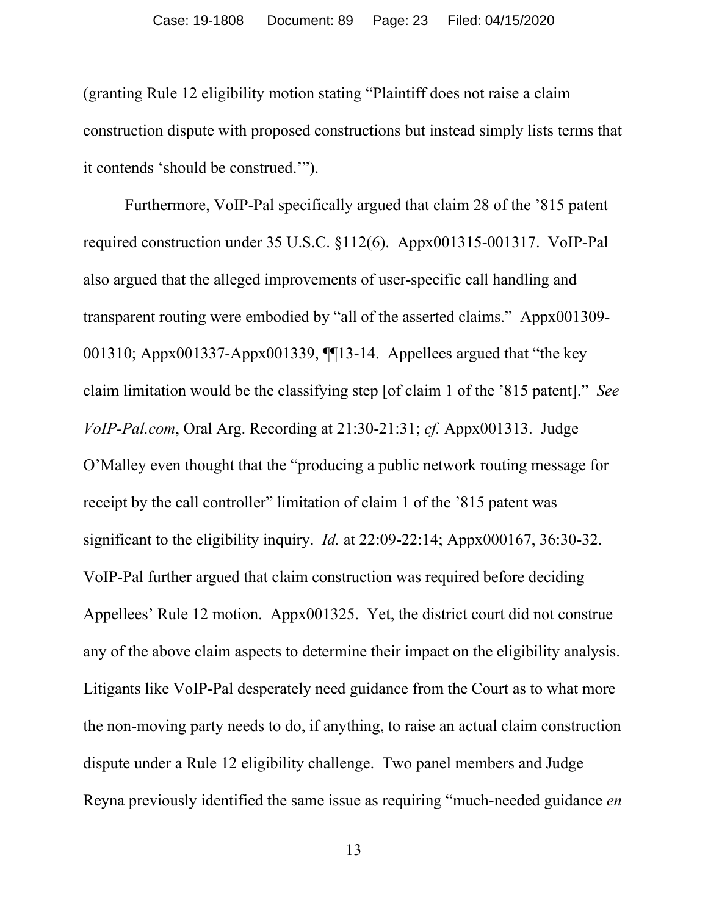(granting Rule 12 eligibility motion stating "Plaintiff does not raise a claim construction dispute with proposed constructions but instead simply lists terms that it contends 'should be construed.'").

Furthermore, VoIP-Pal specifically argued that claim 28 of the '815 patent required construction under 35 U.S.C. §112(6). Appx001315-001317. VoIP-Pal also argued that the alleged improvements of user-specific call handling and transparent routing were embodied by "all of the asserted claims." Appx001309-001310; Appx001337-Appx001339, ¶¶13-14. Appellees argued that "the key claim limitation would be the classifying step [of claim 1 of the '815 patent]." *See VoIP-Pal.com*, Oral Arg. Recording at 21:30-21:31; *cf.* Appx001313. Judge O'Malley even thought that the "producing a public network routing message for receipt by the call controller" limitation of claim 1 of the '815 patent was significant to the eligibility inquiry. *Id.* at 22:09-22:14; Appx000167, 36:30-32. VoIP-Pal further argued that claim construction was required before deciding Appellees' Rule 12 motion. Appx001325. Yet, the district court did not construe any of the above claim aspects to determine their impact on the eligibility analysis. Litigants like VoIP-Pal desperately need guidance from the Court as to what more the non-moving party needs to do, if anything, to raise an actual claim construction dispute under a Rule 12 eligibility challenge. Two panel members and Judge Reyna previously identified the same issue as requiring "much-needed guidance *en*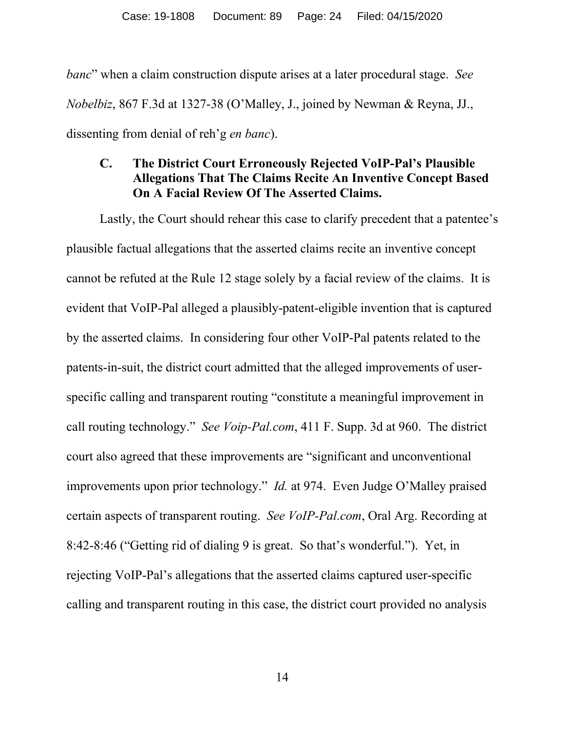*banc*" when a claim construction dispute arises at a later procedural stage. *See Nobelbiz*, 867 F.3d at 1327-38 (O'Malley, J., joined by Newman & Reyna, JJ., dissenting from denial of reh'g *en banc*).

### C. The District Court Erroneously Rejected VoIP-Pal's Plausible Allegations That The Claims Recite An Inventive Concept Based On A Facial Review Of The Asserted Claims.

Lastly, the Court should rehear this case to clarify precedent that a patentee's plausible factual allegations that the asserted claims recite an inventive concept cannot be refuted at the Rule 12 stage solely by a facial review of the claims. It is evident that VoIP-Pal alleged a plausibly-patent-eligible invention that is captured by the asserted claims. In considering four other VoIP-Pal patents related to the patents-in-suit, the district court admitted that the alleged improvements of user-specific calling and transparent routing "constitute a meaningful improvement in call routing technology." *See Voip-Pal.com*, 411 F. Supp. 3d at 960. The district court also agreed that these improvements are "significant and unconventional improvements upon prior technology." *Id.* at 974. Even Judge O'Malley praised certain aspects of transparent routing. *See VoIP-Pal.com*, Oral Arg. Recording at 8:42-8:46 ("Getting rid of dialing 9 is great. So that's wonderful."). Yet, in rejecting VoIP-Pal's allegations that the asserted claims captured user-specific calling and transparent routing in this case, the district court provided no analysis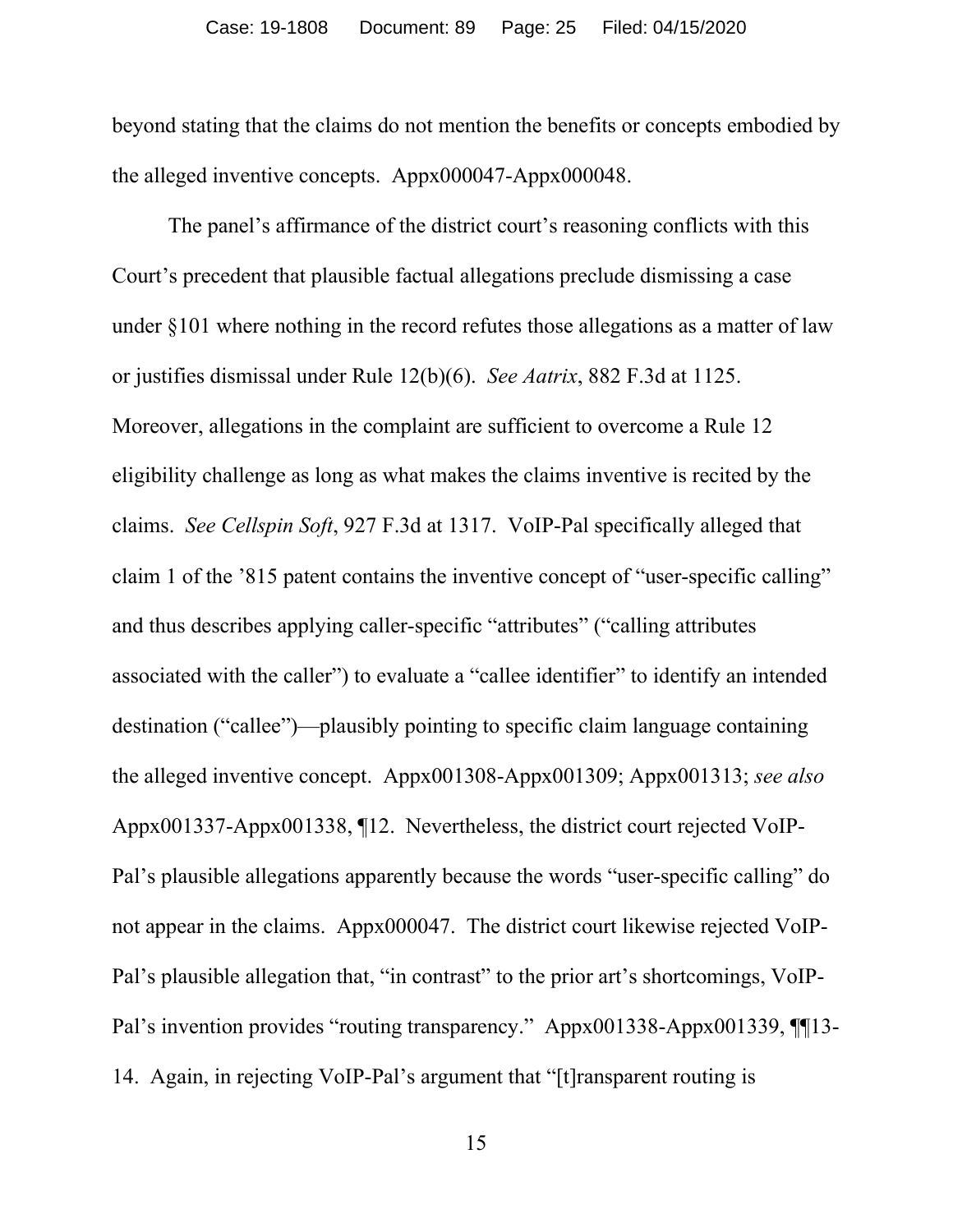beyond stating that the claims do not mention the benefits or concepts embodied by the alleged inventive concepts. Appx000047-Appx000048.

The panel's affirmance of the district court's reasoning conflicts with this Court's precedent that plausible factual allegations preclude dismissing a case under §101 where nothing in the record refutes those allegations as a matter of law or justifies dismissal under Rule 12(b)(6). *See Aatrix*, 882 F.3d at 1125. Moreover, allegations in the complaint are sufficient to overcome a Rule 12 eligibility challenge as long as what makes the claims inventive is recited by the claims. *See Cellspin Soft*, 927 F.3d at 1317. VoIP-Pal specifically alleged that claim 1 of the '815 patent contains the inventive concept of "user-specific calling" and thus describes applying caller-specific "attributes" ("calling attributes associated with the caller") to evaluate a "callee identifier" to identify an intended destination ("callee")—plausibly pointing to specific claim language containing the alleged inventive concept. Appx001308-Appx001309; Appx001313; *see also* Appx001337-Appx001338, ¶12. Nevertheless, the district court rejected VoIP-Pal's plausible allegations apparently because the words "user-specific calling" do not appear in the claims. Appx000047. The district court likewise rejected VoIP-Pal's plausible allegation that, "in contrast" to the prior art's shortcomings, VoIP-Pal's invention provides "routing transparency." Appx001338-Appx001339, ¶¶13-14. Again, in rejecting VoIP-Pal's argument that "[t]ransparent routing is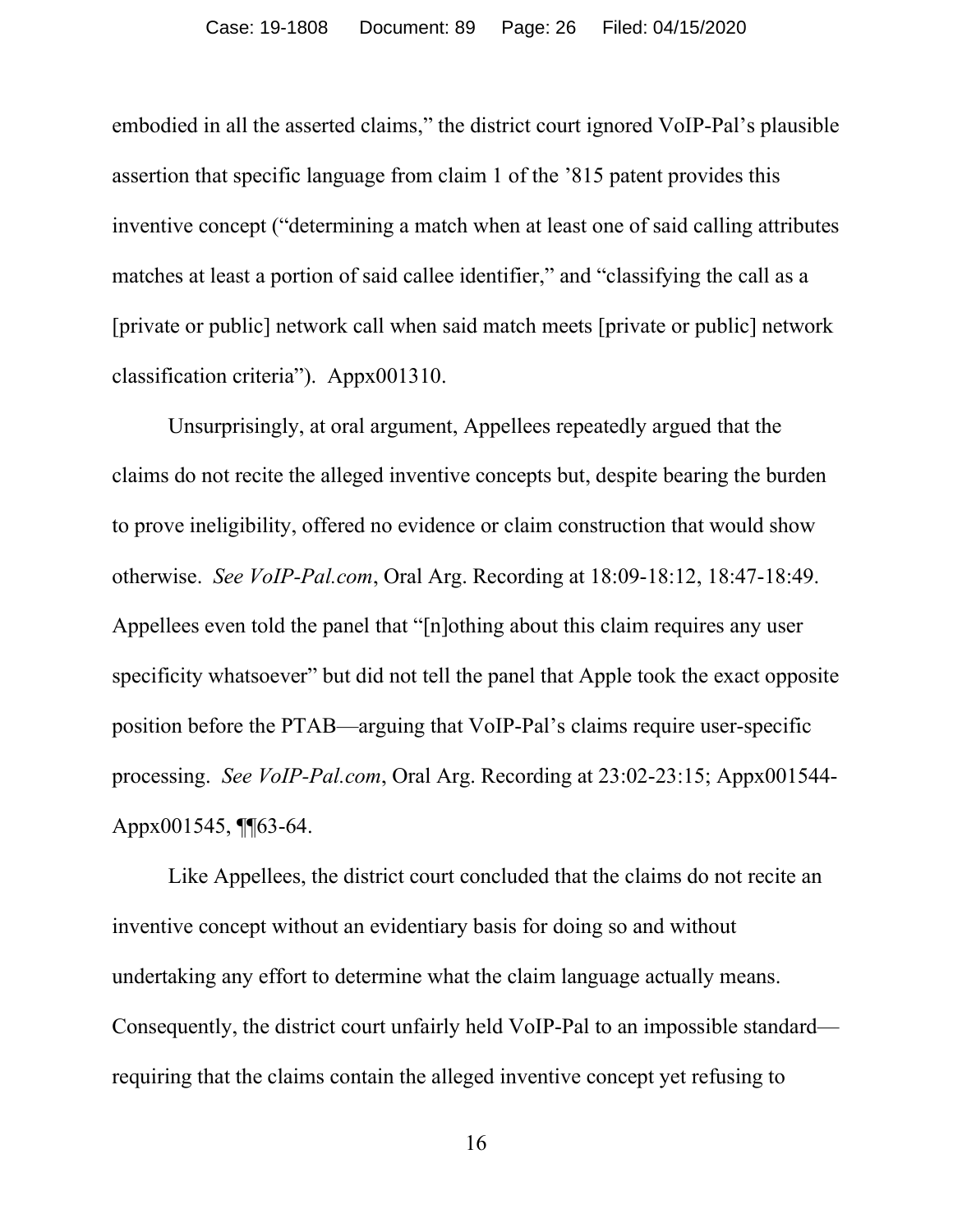embodied in all the asserted claims," the district court ignored VoIP-Pal's plausible assertion that specific language from claim 1 of the '815 patent provides this inventive concept ("determining a match when at least one of said calling attributes matches at least a portion of said callee identifier," and "classifying the call as a [private or public] network call when said match meets [private or public] network classification criteria"). Appx001310.

Unsurprisingly, at oral argument, Appellees repeatedly argued that the claims do not recite the alleged inventive concepts but, despite bearing the burden to prove ineligibility, offered no evidence or claim construction that would show otherwise. *See VoIP-Pal.com*, Oral Arg. Recording at 18:09-18:12, 18:47-18:49. Appellees even told the panel that "[n]othing about this claim requires any user specificity whatsoever" but did not tell the panel that Apple took the exact opposite position before the PTAB—arguing that VoIP-Pal's claims require user-specific processing. *See VoIP-Pal.com*, Oral Arg. Recording at 23:02-23:15; Appx001544-Appx001545, ¶¶63-64.

Like Appellees, the district court concluded that the claims do not recite an inventive concept without an evidentiary basis for doing so and without undertaking any effort to determine what the claim language actually means. Consequently, the district court unfairly held VoIP-Pal to an impossible standard—requiring that the claims contain the alleged inventive concept yet refusing to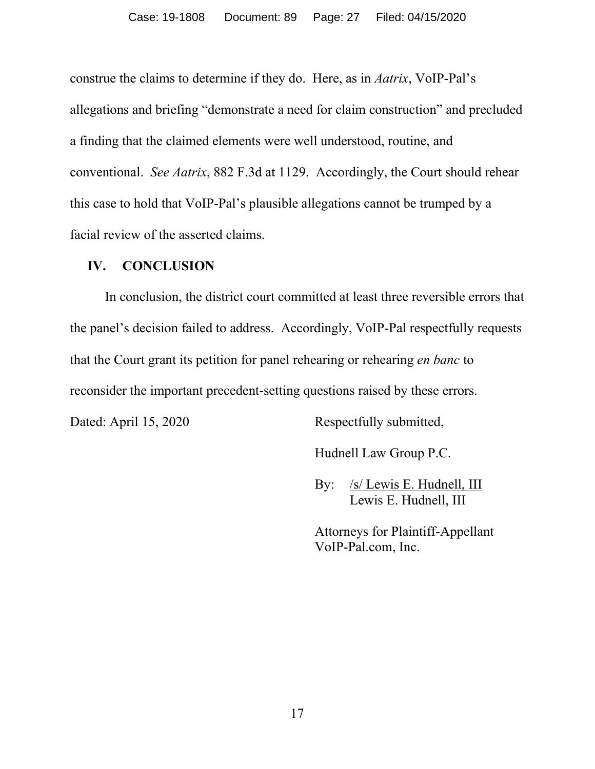construe the claims to determine if they do. Here, as in *Aatrix*, VoIP-Pal's allegations and briefing "demonstrate a need for claim construction" and precluded a finding that the claimed elements were well understood, routine, and conventional. *See Aatrix*, 882 F.3d at 1129. Accordingly, the Court should rehear this case to hold that VoIP-Pal's plausible allegations cannot be trumped by a facial review of the asserted claims.

## IV. CONCLUSION

In conclusion, the district court committed at least three reversible errors that the panel's decision failed to address. Accordingly, VoIP-Pal respectfully requests that the Court grant its petition for panel rehearing or rehearing *en banc* to reconsider the important precedent-setting questions raised by these errors.

Dated: April 15, 2020

Respectfully submitted,

Hudnell Law Group P.C.

By: /s/ Lewis E. Hudnell, III
Lewis E. Hudnell, III

Attorneys for Plaintiff-Appellant
VoIP-Pal.com, Inc.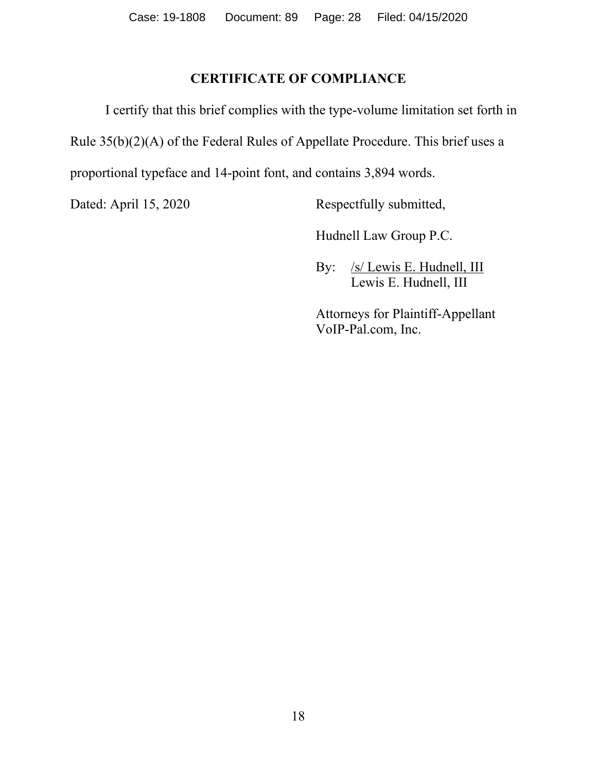## CERTIFICATE OF COMPLIANCE

I certify that this brief complies with the type-volume limitation set forth in Rule 35(b)(2)(A) of the Federal Rules of Appellate Procedure. This brief uses a proportional typeface and 14-point font, and contains 3,894 words.

Dated: April 15, 2020

Respectfully submitted,

Hudnell Law Group P.C.

By: /s/ Lewis E. Hudnell, III
Lewis E. Hudnell, III

Attorneys for Plaintiff-Appellant
VoIP-Pal.com, Inc.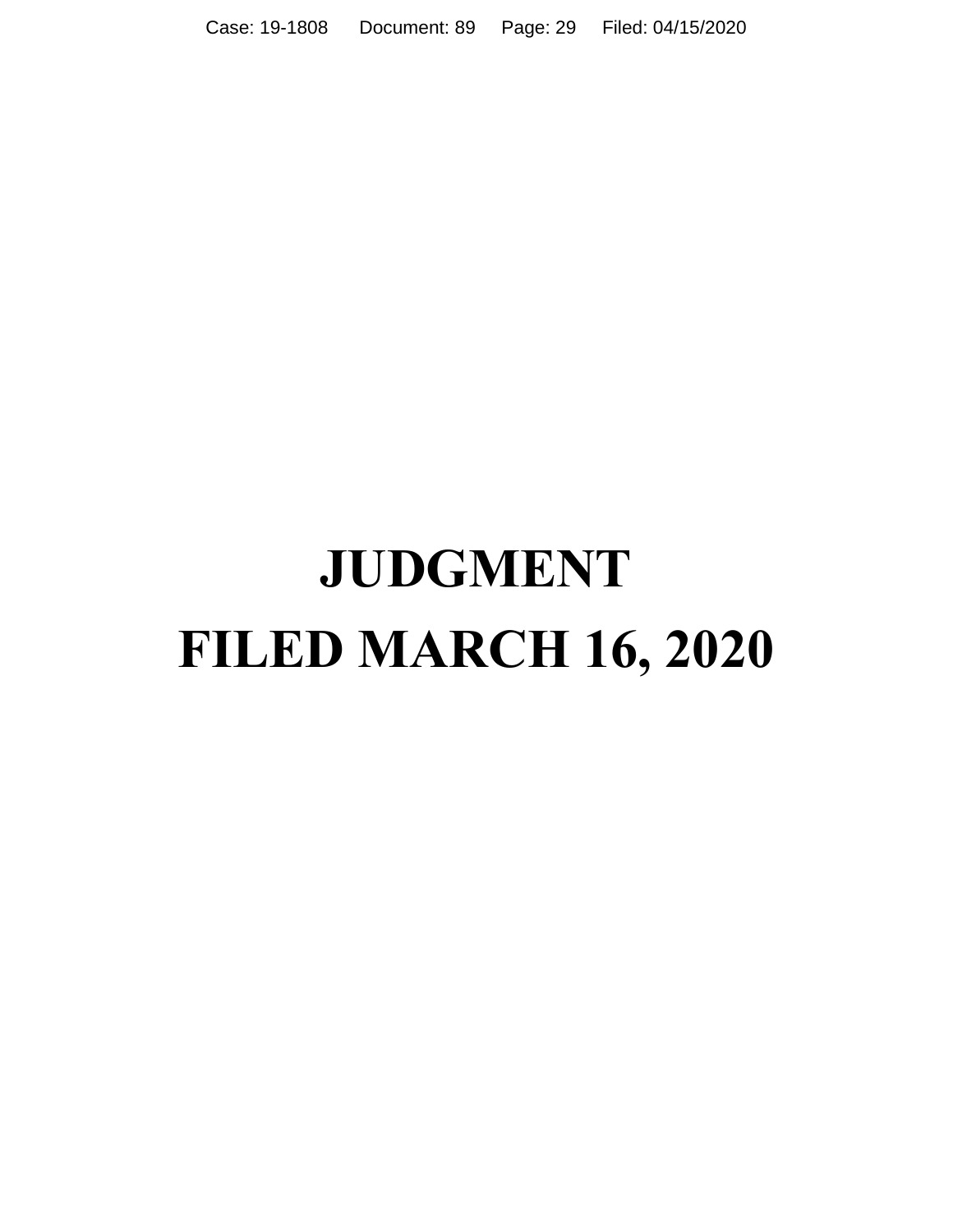# JUDGMENT

# FILED MARCH 16, 2020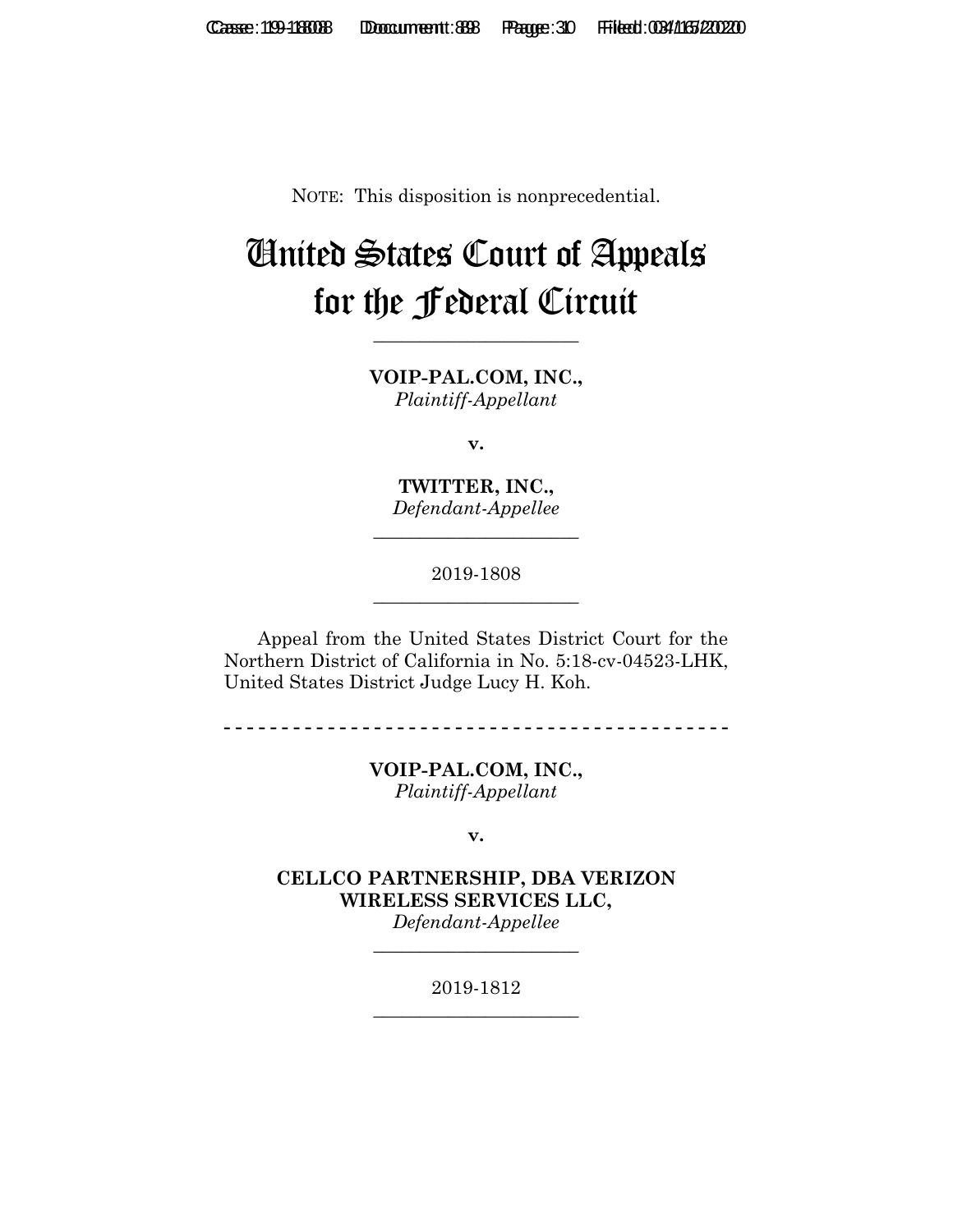NOTE: This disposition is nonprecedential.

# United States Court of Appeals for the Federal Circuit

______________________

**VOIP-PAL.COM, INC.,**
*Plaintiff-Appellant*

**v.**

**TWITTER, INC.,**
*Defendant-Appellee*

______________________

2019-1808

______________________

Appeal from the United States District Court for the Northern District of California in No. 5:18-cv-04523-LHK, United States District Judge Lucy H. Koh.

- - - - - - - - - - - - - - - - - - - - - - - - - - - - - - - - - - - - - - - - - - - -

**VOIP-PAL.COM, INC.,**
*Plaintiff-Appellant*

**v.**

**CELLCO PARTNERSHIP, DBA VERIZON WIRELESS SERVICES LLC,**
*Defendant-Appellee*

______________________

2019-1812

______________________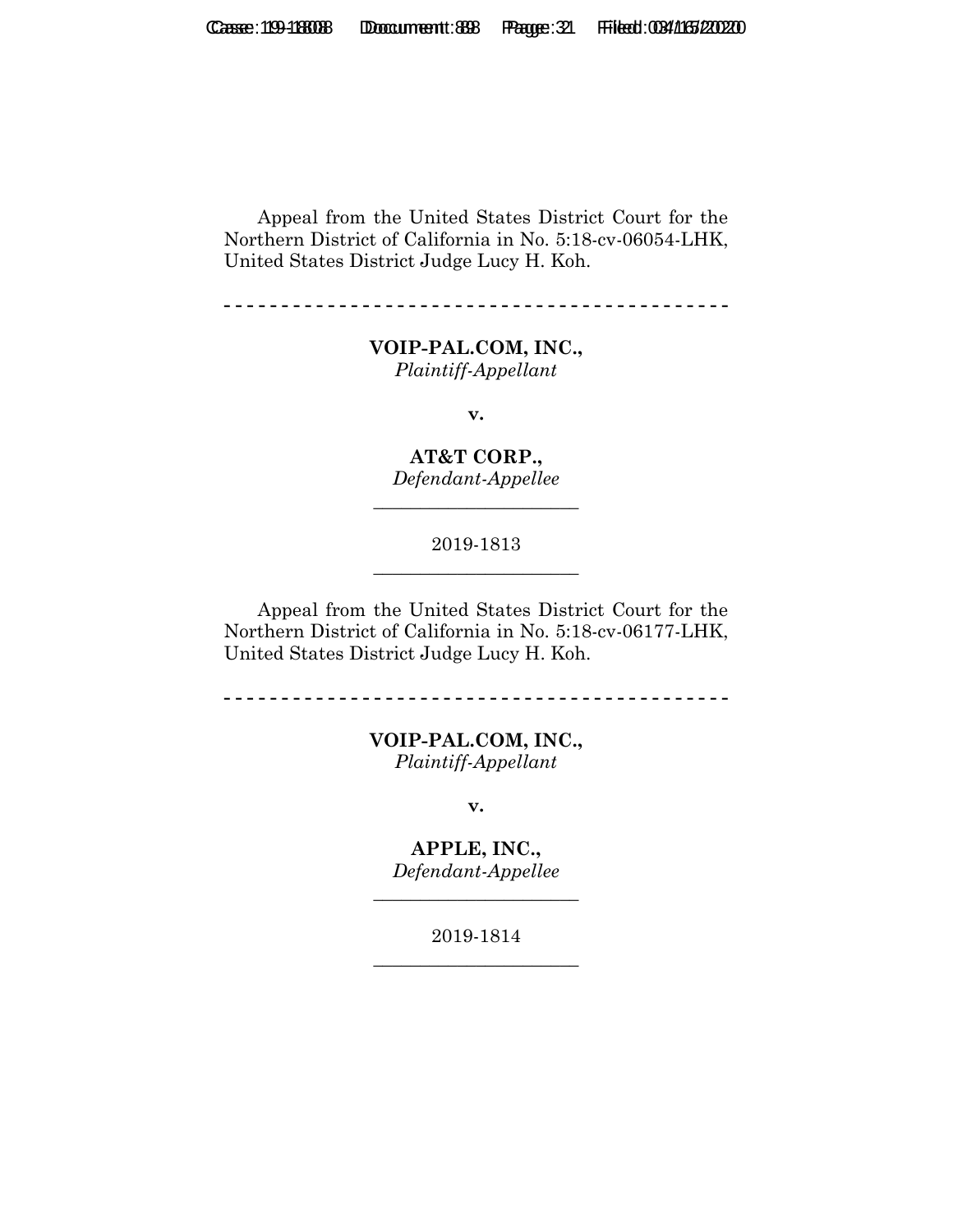Appeal from the United States District Court for the Northern District of California in No. 5:18-cv-06054-LHK, United States District Judge Lucy H. Koh.

---

**VOIP-PAL.COM, INC.,**
*Plaintiff-Appellant*

**v.**

**AT&T CORP.,**
*Defendant-Appellee*

---

2019-1813

---

Appeal from the United States District Court for the Northern District of California in No. 5:18-cv-06177-LHK, United States District Judge Lucy H. Koh.

---

**VOIP-PAL.COM, INC.,**
*Plaintiff-Appellant*

**v.**

**APPLE, INC.,**
*Defendant-Appellee*

---

2019-1814

---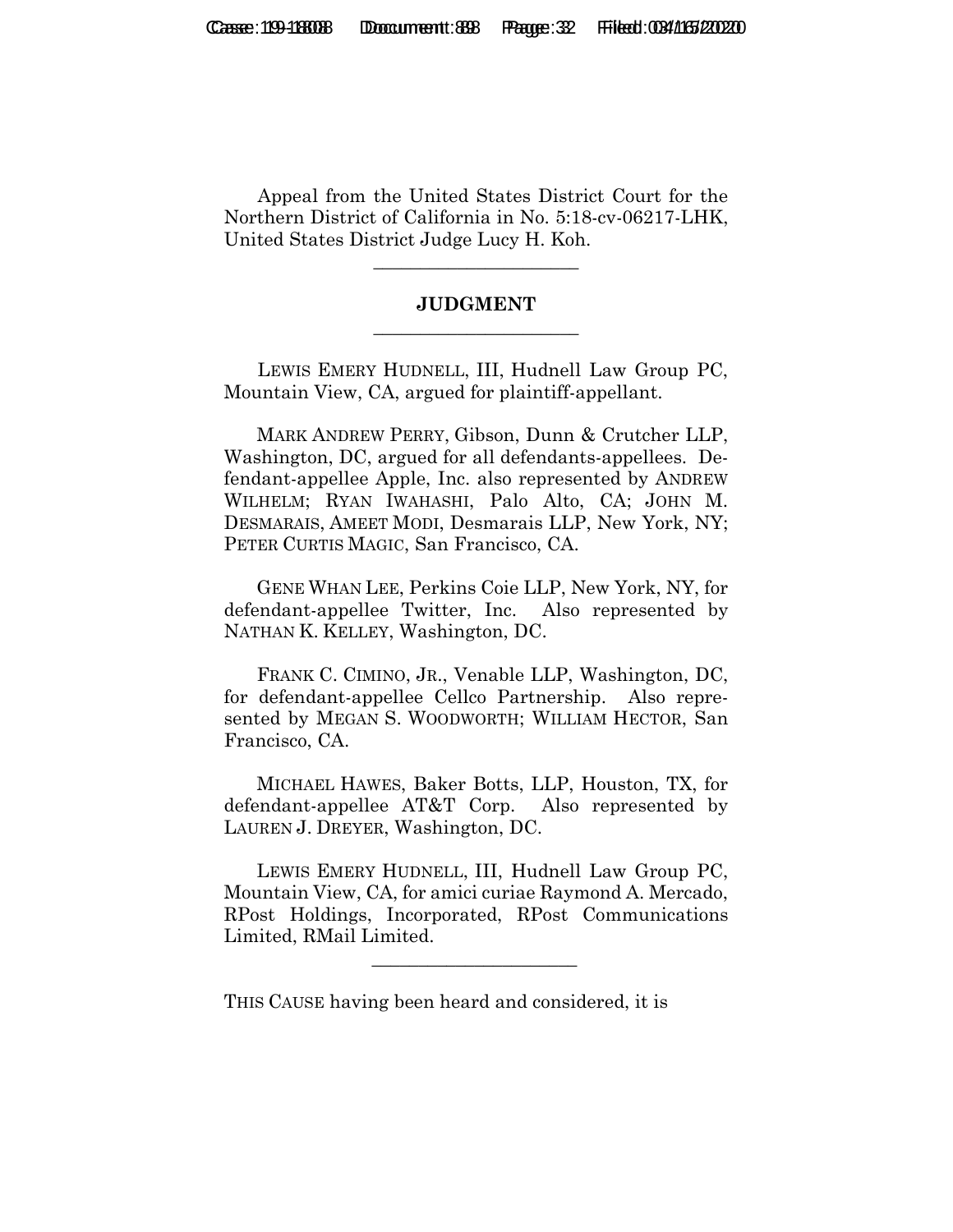Appeal from the United States District Court for the Northern District of California in No. 5:18-cv-06217-LHK, United States District Judge Lucy H. Koh.

---

## JUDGMENT

---

LEWIS EMERY HUDNELL, III, Hudnell Law Group PC, Mountain View, CA, argued for plaintiff-appellant.

MARK ANDREW PERRY, Gibson, Dunn & Crutcher LLP, Washington, DC, argued for all defendants-appellees. Defendant-appellee Apple, Inc. also represented by ANDREW WILHELM; RYAN IWAHASHI, Palo Alto, CA; JOHN M. DESMARAIS, AMEET MODI, Desmarais LLP, New York, NY; PETER CURTIS MAGIC, San Francisco, CA.

GENE WHAN LEE, Perkins Coie LLP, New York, NY, for defendant-appellee Twitter, Inc. Also represented by NATHAN K. KELLEY, Washington, DC.

FRANK C. CIMINO, JR., Venable LLP, Washington, DC, for defendant-appellee Cellco Partnership. Also represented by MEGAN S. WOODWORTH; WILLIAM HECTOR, San Francisco, CA.

MICHAEL HAWES, Baker Botts, LLP, Houston, TX, for defendant-appellee AT&T Corp. Also represented by LAUREN J. DREYER, Washington, DC.

LEWIS EMERY HUDNELL, III, Hudnell Law Group PC, Mountain View, CA, for amici curiae Raymond A. Mercado, RPost Holdings, Incorporated, RPost Communications Limited, RMail Limited.

---

THIS CAUSE having been heard and considered, it is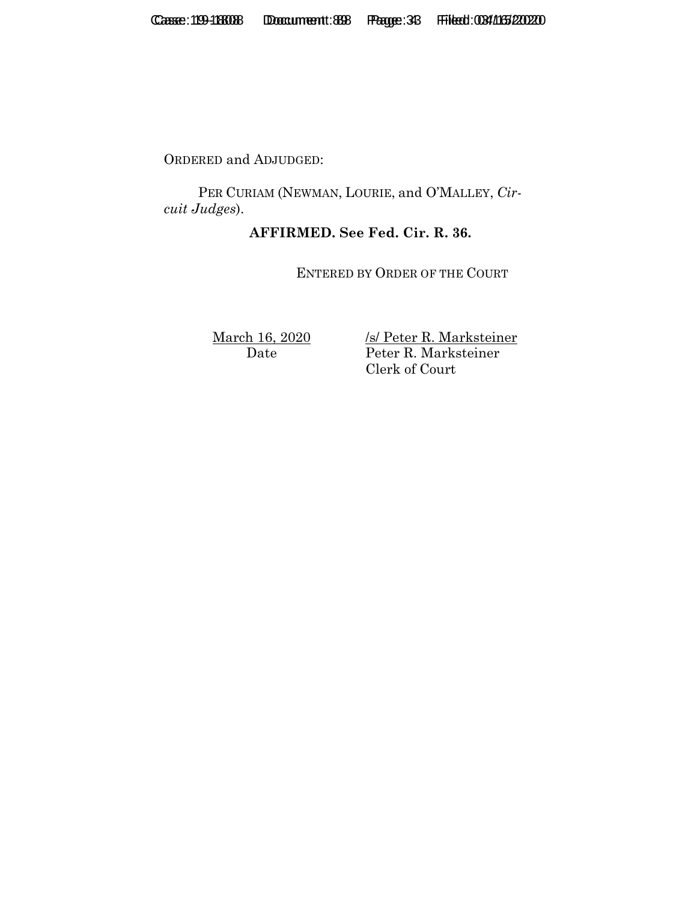ORDERED and ADJUDGED:

PER CURIAM (NEWMAN, LOURIE, and O'MALLEY, *Circuit Judges*).

**AFFIRMED. See Fed. Cir. R. 36.**

ENTERED BY ORDER OF THE COURT

March 16, 2020
Date

/s/ Peter R. Marksteiner
Peter R. Marksteiner
Clerk of Court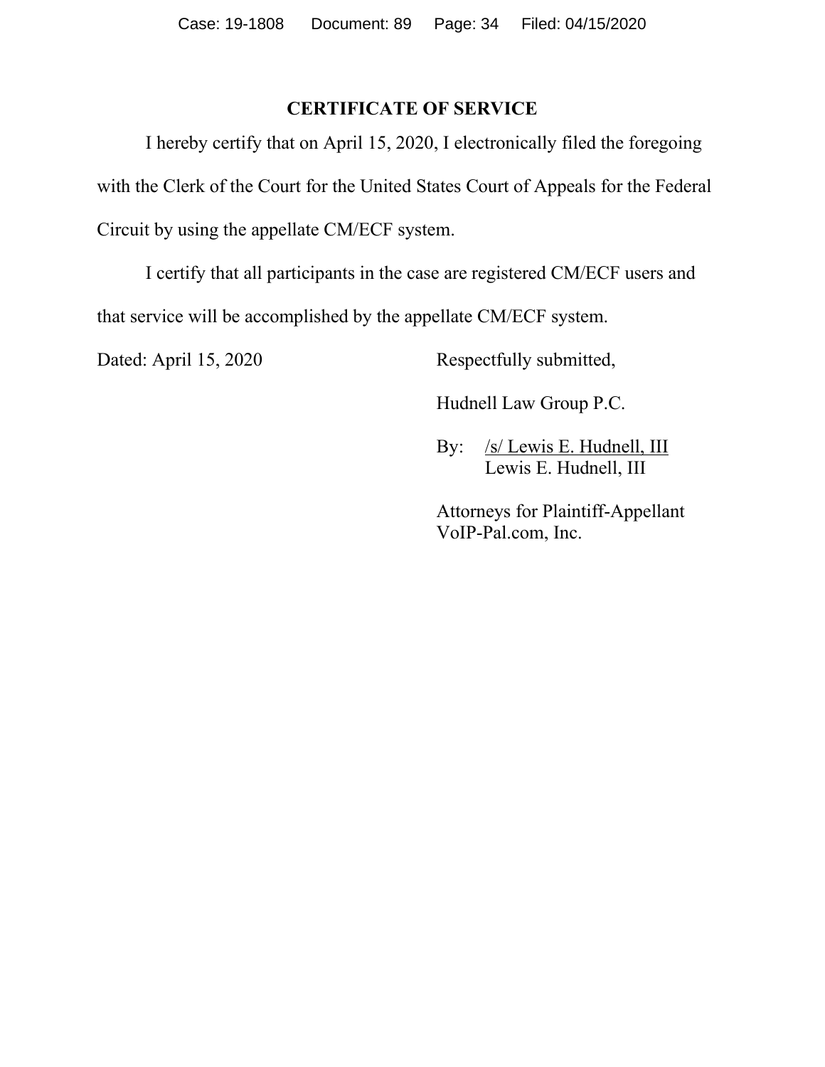## CERTIFICATE OF SERVICE

I hereby certify that on April 15, 2020, I electronically filed the foregoing with the Clerk of the Court for the United States Court of Appeals for the Federal Circuit by using the appellate CM/ECF system.

I certify that all participants in the case are registered CM/ECF users and that service will be accomplished by the appellate CM/ECF system.

Dated: April 15, 2020

Respectfully submitted,

Hudnell Law Group P.C.

By: /s/ Lewis E. Hudnell, III
Lewis E. Hudnell, III

Attorneys for Plaintiff-Appellant
VoIP-Pal.com, Inc.